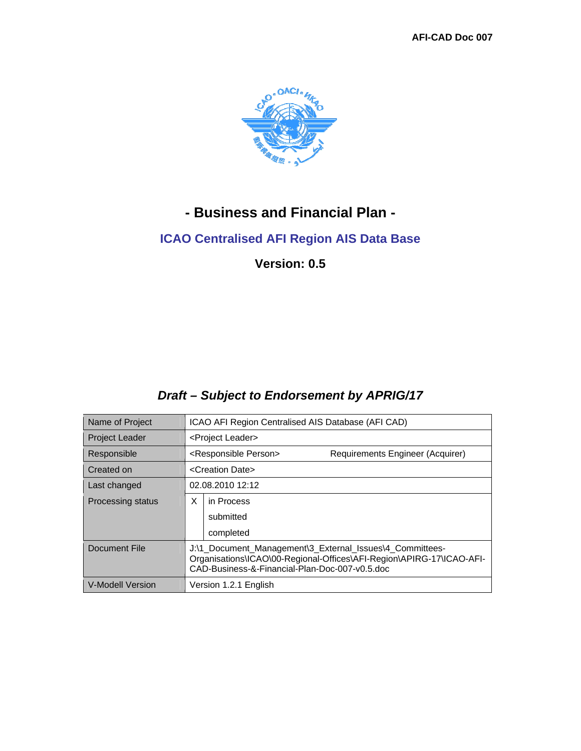AFI-CAD Doc 007

# - Business and Financial Plan -

## ICAO Centralised AFI Region AIS Data Base

**Version: 0.5**

***Draft – Subject to Endorsement by APRIG/17***

| | | |
|---|---|---|
| Name of Project | ICAO AFI Region Centralised AIS Database (AFI CAD) | |
| Project Leader | <Project Leader> | |
| Responsible | <Responsible Person> | Requirements Engineer (Acquirer) |
| Created on | <Creation Date> | |
| Last changed | 02.08.2010 12:12 | |
| Processing status | X | in Process |
| | | submitted |
| | | completed |
| Document File | J:\1_Document_Management\3_External_Issues\4_Committees-Organisations\ICAO\00-Regional-Offices\AFI-Region\APIRG-17\ICAO-AFI-CAD-Business-&-Financial-Plan-Doc-007-v0.5.doc | |
| V-Modell Version | Version 1.2.1 English | |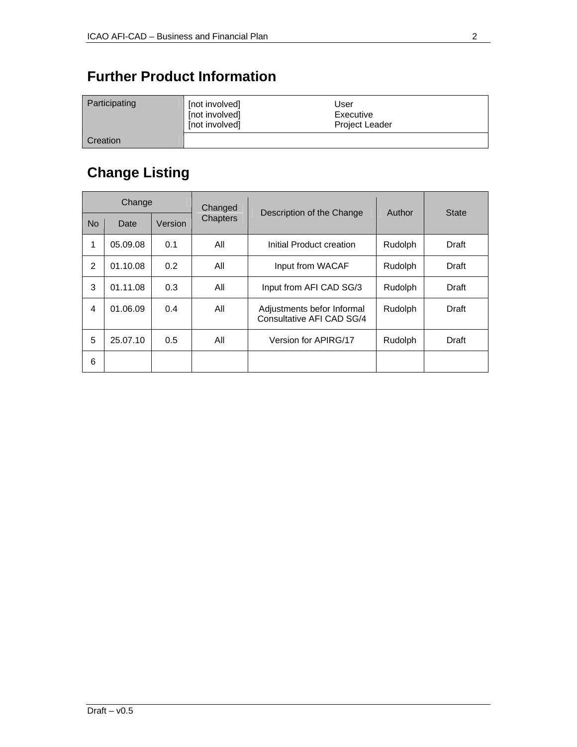## Further Product Information

| | | |
|---|---|---|
| Participating | [not involved]<br>[not involved]<br>[not involved] | User<br>Executive<br>Project Leader |
| Creation | | |

## Change Listing

| Change | | | Changed Chapters | Description of the Change | Author | State |
|---|---|---|---|---|---|---|
| No | Date | Version | | | | |
| 1 | 05.09.08 | 0.1 | All | Initial Product creation | Rudolph | Draft |
| 2 | 01.10.08 | 0.2 | All | Input from WACAF | Rudolph | Draft |
| 3 | 01.11.08 | 0.3 | All | Input from AFI CAD SG/3 | Rudolph | Draft |
| 4 | 01.06.09 | 0.4 | All | Adjustments befor Informal Consultative AFI CAD SG/4 | Rudolph | Draft |
| 5 | 25.07.10 | 0.5 | All | Version for APIRG/17 | Rudolph | Draft |
| 6 | | | | | | |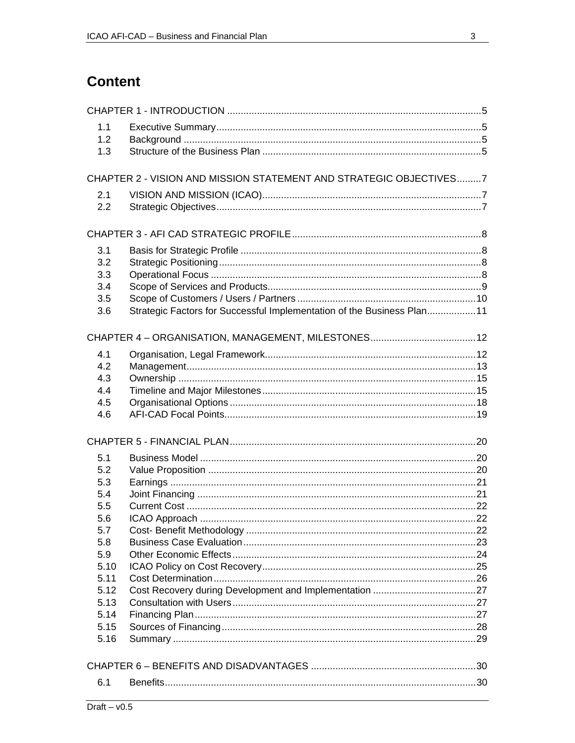# Content

| | | |
|---|---|---|
| CHAPTER 1 - INTRODUCTION | | 5 |
| 1.1 | Executive Summary | 5 |
| 1.2 | Background | 5 |
| 1.3 | Structure of the Business Plan | 5 |
| CHAPTER 2 - VISION AND MISSION STATEMENT AND STRATEGIC OBJECTIVES | | 7 |
| 2.1 | VISION AND MISSION (ICAO) | 7 |
| 2.2 | Strategic Objectives | 7 |
| CHAPTER 3 - AFI CAD STRATEGIC PROFILE | | 8 |
| 3.1 | Basis for Strategic Profile | 8 |
| 3.2 | Strategic Positioning | 8 |
| 3.3 | Operational Focus | 8 |
| 3.4 | Scope of Services and Products | 9 |
| 3.5 | Scope of Customers / Users / Partners | 10 |
| 3.6 | Strategic Factors for Successful Implementation of the Business Plan | 11 |
| CHAPTER 4 – ORGANISATION, MANAGEMENT, MILESTONES | | 12 |
| 4.1 | Organisation, Legal Framework | 12 |
| 4.2 | Management | 13 |
| 4.3 | Ownership | 15 |
| 4.4 | Timeline and Major Milestones | 15 |
| 4.5 | Organisational Options | 18 |
| 4.6 | AFI-CAD Focal Points | 19 |
| CHAPTER 5 - FINANCIAL PLAN | | 20 |
| 5.1 | Business Model | 20 |
| 5.2 | Value Proposition | 20 |
| 5.3 | Earnings | 21 |
| 5.4 | Joint Financing | 21 |
| 5.5 | Current Cost | 22 |
| 5.6 | ICAO Approach | 22 |
| 5.7 | Cost- Benefit Methodology | 22 |
| 5.8 | Business Case Evaluation | 23 |
| 5.9 | Other Economic Effects | 24 |
| 5.10 | ICAO Policy on Cost Recovery | 25 |
| 5.11 | Cost Determination | 26 |
| 5.12 | Cost Recovery during Development and Implementation | 27 |
| 5.13 | Consultation with Users | 27 |
| 5.14 | Financing Plan | 27 |
| 5.15 | Sources of Financing | 28 |
| 5.16 | Summary | 29 |
| CHAPTER 6 – BENEFITS AND DISADVANTAGES | | 30 |
| 6.1 | Benefits | 30 |

Draft – v0.5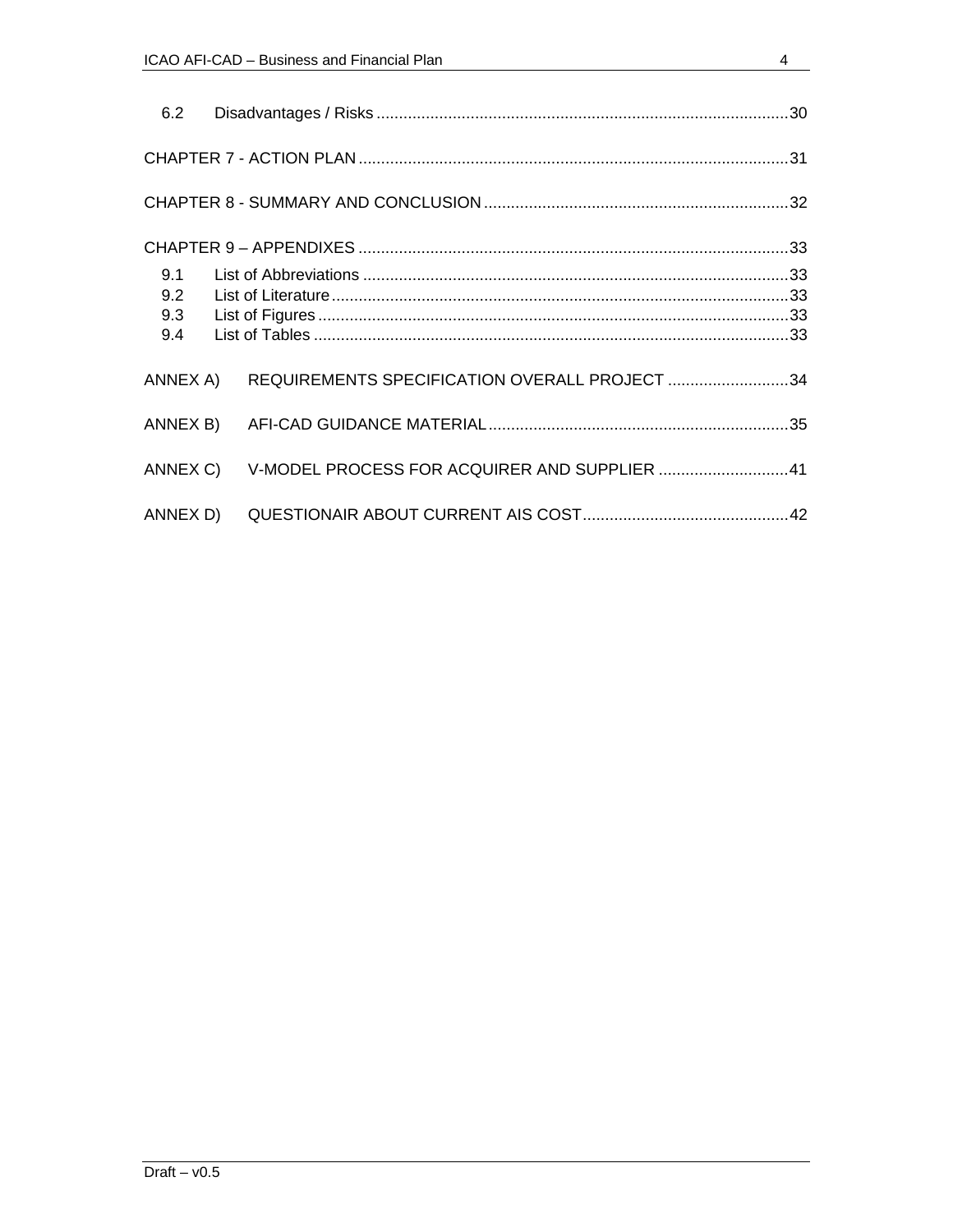6.2 Disadvantages / Risks ...........................................................................................30

CHAPTER 7 - ACTION PLAN ...............................................................................................31

CHAPTER 8 - SUMMARY AND CONCLUSION ...................................................................32

CHAPTER 9 – APPENDIXES ...............................................................................................33

9.1 List of Abbreviations ..............................................................................................33
9.2 List of Literature .....................................................................................................33
9.3 List of Figures ........................................................................................................33
9.4 List of Tables .........................................................................................................33

ANNEX A) REQUIREMENTS SPECIFICATION OVERALL PROJECT ...........................34

ANNEX B) AFI-CAD GUIDANCE MATERIAL ..................................................................35

ANNEX C) V-MODEL PROCESS FOR ACQUIRER AND SUPPLIER .............................41

ANNEX D) QUESTIONAIR ABOUT CURRENT AIS COST .............................................42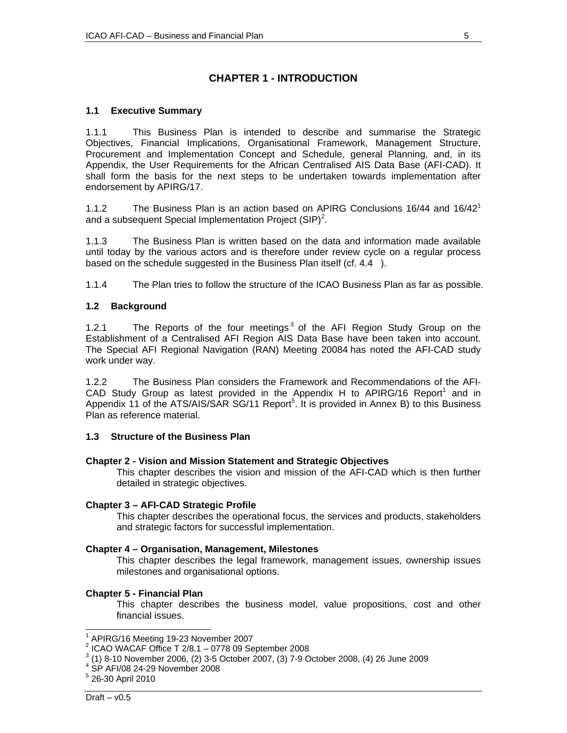# CHAPTER 1 - INTRODUCTION

## 1.1 Executive Summary

1.1.1 This Business Plan is intended to describe and summarise the Strategic Objectives, Financial Implications, Organisational Framework, Management Structure, Procurement and Implementation Concept and Schedule, general Planning, and, in its Appendix, the User Requirements for the African Centralised AIS Data Base (AFI-CAD). It shall form the basis for the next steps to be undertaken towards implementation after endorsement by APIRG/17.

1.1.2 The Business Plan is an action based on APIRG Conclusions 16/44 and 16/42[1] and a subsequent Special Implementation Project (SIP)[2].

1.1.3 The Business Plan is written based on the data and information made available until today by the various actors and is therefore under review cycle on a regular process based on the schedule suggested in the Business Plan itself (cf. 4.4 ).

1.1.4 The Plan tries to follow the structure of the ICAO Business Plan as far as possible.

## 1.2 Background

1.2.1 The Reports of the four meetings[3] of the AFI Region Study Group on the Establishment of a Centralised AFI Region AIS Data Base have been taken into account. The Special AFI Regional Navigation (RAN) Meeting 20084 has noted the AFI-CAD study work under way.

1.2.2 The Business Plan considers the Framework and Recommendations of the AFI-CAD Study Group as latest provided in the Appendix H to APIRG/16 Report[1] and in Appendix 11 of the ATS/AIS/SAR SG/11 Report[5]. It is provided in Annex B) to this Business Plan as reference material.

## 1.3 Structure of the Business Plan

**Chapter 2 - Vision and Mission Statement and Strategic Objectives**

This chapter describes the vision and mission of the AFI-CAD which is then further detailed in strategic objectives.

**Chapter 3 – AFI-CAD Strategic Profile**

This chapter describes the operational focus, the services and products, stakeholders and strategic factors for successful implementation.

**Chapter 4 – Organisation, Management, Milestones**

This chapter describes the legal framework, management issues, ownership issues milestones and organisational options.

**Chapter 5 - Financial Plan**

This chapter describes the business model, value propositions, cost and other financial issues.

---

[1] APIRG/16 Meeting 19-23 November 2007

[2] ICAO WACAF Office T 2/8.1 – 0778 09 September 2008

[3] (1) 8-10 November 2006, (2) 3-5 October 2007, (3) 7-9 October 2008, (4) 26 June 2009

[4] SP AFI/08 24-29 November 2008

[5] 26-30 April 2010

Draft – v0.5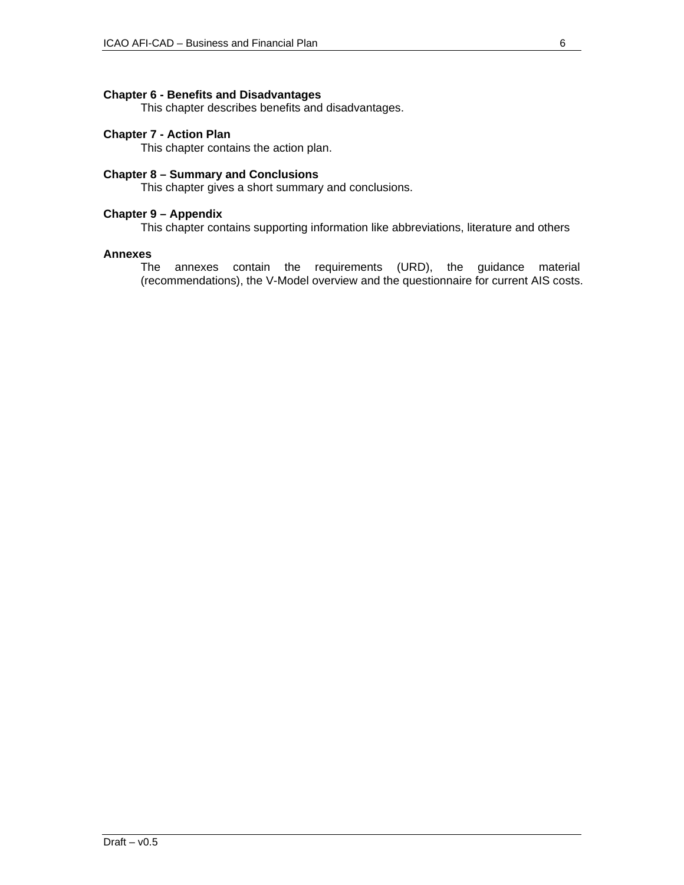**Chapter 6 - Benefits and Disadvantages**

This chapter describes benefits and disadvantages.

**Chapter 7 - Action Plan**

This chapter contains the action plan.

**Chapter 8 – Summary and Conclusions**

This chapter gives a short summary and conclusions.

**Chapter 9 – Appendix**

This chapter contains supporting information like abbreviations, literature and others

**Annexes**

The annexes contain the requirements (URD), the guidance material (recommendations), the V-Model overview and the questionnaire for current AIS costs.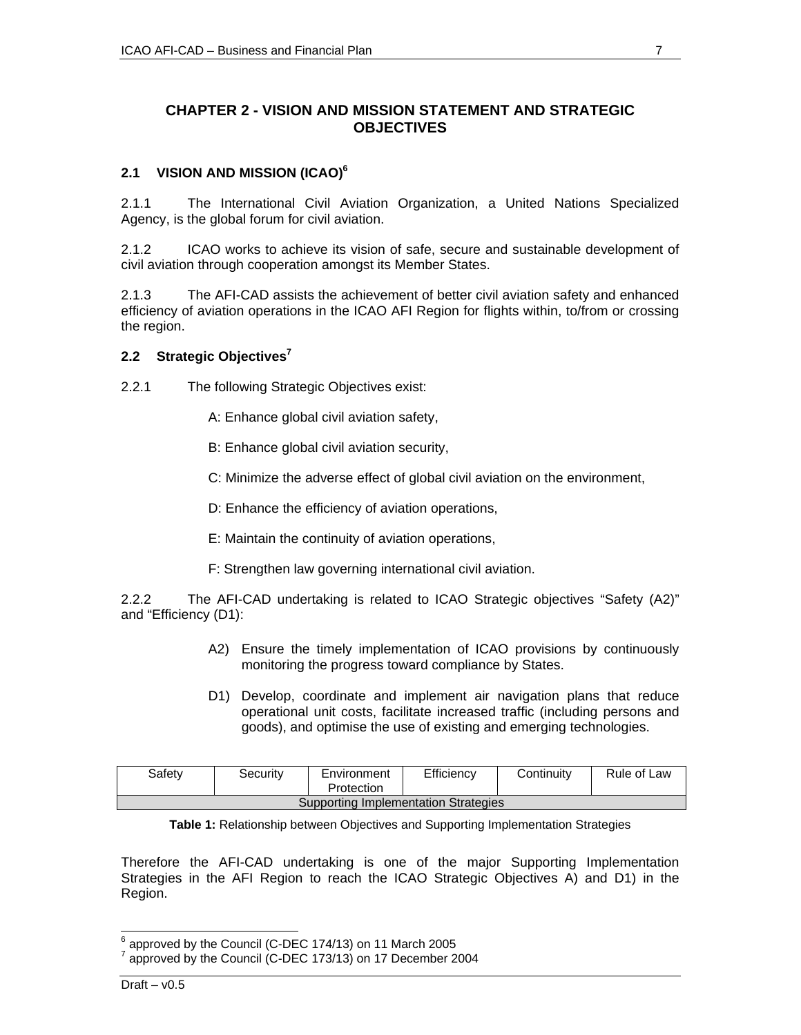# CHAPTER 2 - VISION AND MISSION STATEMENT AND STRATEGIC OBJECTIVES

## 2.1 VISION AND MISSION (ICAO)[6]

2.1.1 The International Civil Aviation Organization, a United Nations Specialized Agency, is the global forum for civil aviation.

2.1.2 ICAO works to achieve its vision of safe, secure and sustainable development of civil aviation through cooperation amongst its Member States.

2.1.3 The AFI-CAD assists the achievement of better civil aviation safety and enhanced efficiency of aviation operations in the ICAO AFI Region for flights within, to/from or crossing the region.

## 2.2 Strategic Objectives[7]

2.2.1 The following Strategic Objectives exist:

A: Enhance global civil aviation safety,

B: Enhance global civil aviation security,

C: Minimize the adverse effect of global civil aviation on the environment,

D: Enhance the efficiency of aviation operations,

E: Maintain the continuity of aviation operations,

F: Strengthen law governing international civil aviation.

2.2.2 The AFI-CAD undertaking is related to ICAO Strategic objectives "Safety (A2)" and "Efficiency (D1):

A2) Ensure the timely implementation of ICAO provisions by continuously monitoring the progress toward compliance by States.

D1) Develop, coordinate and implement air navigation plans that reduce operational unit costs, facilitate increased traffic (including persons and goods), and optimise the use of existing and emerging technologies.

| Safety | Security | Environment Protection | Efficiency | Continuity | Rule of Law |
|---|---|---|---|---|---|
| Supporting Implementation Strategies | | | | | |

**Table 1:** Relationship between Objectives and Supporting Implementation Strategies

Therefore the AFI-CAD undertaking is one of the major Supporting Implementation Strategies in the AFI Region to reach the ICAO Strategic Objectives A) and D1) in the Region.

[6] approved by the Council (C-DEC 174/13) on 11 March 2005

[7] approved by the Council (C-DEC 173/13) on 17 December 2004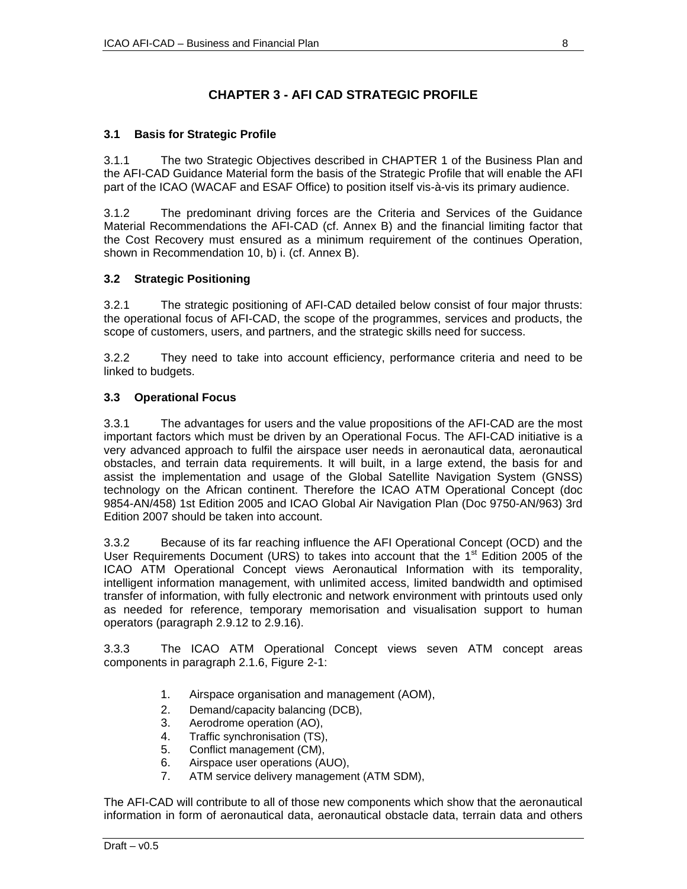# CHAPTER 3 - AFI CAD STRATEGIC PROFILE

## 3.1 Basis for Strategic Profile

3.1.1 The two Strategic Objectives described in CHAPTER 1 of the Business Plan and the AFI-CAD Guidance Material form the basis of the Strategic Profile that will enable the AFI part of the ICAO (WACAF and ESAF Office) to position itself vis-à-vis its primary audience.

3.1.2 The predominant driving forces are the Criteria and Services of the Guidance Material Recommendations the AFI-CAD (cf. Annex B) and the financial limiting factor that the Cost Recovery must ensured as a minimum requirement of the continues Operation, shown in Recommendation 10, b) i. (cf. Annex B).

## 3.2 Strategic Positioning

3.2.1 The strategic positioning of AFI-CAD detailed below consist of four major thrusts: the operational focus of AFI-CAD, the scope of the programmes, services and products, the scope of customers, users, and partners, and the strategic skills need for success.

3.2.2 They need to take into account efficiency, performance criteria and need to be linked to budgets.

## 3.3 Operational Focus

3.3.1 The advantages for users and the value propositions of the AFI-CAD are the most important factors which must be driven by an Operational Focus. The AFI-CAD initiative is a very advanced approach to fulfil the airspace user needs in aeronautical data, aeronautical obstacles, and terrain data requirements. It will built, in a large extend, the basis for and assist the implementation and usage of the Global Satellite Navigation System (GNSS) technology on the African continent. Therefore the ICAO ATM Operational Concept (doc 9854-AN/458) 1st Edition 2005 and ICAO Global Air Navigation Plan (Doc 9750-AN/963) 3rd Edition 2007 should be taken into account.

3.3.2 Because of its far reaching influence the AFI Operational Concept (OCD) and the User Requirements Document (URS) to takes into account that the 1st Edition 2005 of the ICAO ATM Operational Concept views Aeronautical Information with its temporality, intelligent information management, with unlimited access, limited bandwidth and optimised transfer of information, with fully electronic and network environment with printouts used only as needed for reference, temporary memorisation and visualisation support to human operators (paragraph 2.9.12 to 2.9.16).

3.3.3 The ICAO ATM Operational Concept views seven ATM concept areas components in paragraph 2.1.6, Figure 2-1:

1. Airspace organisation and management (AOM),
2. Demand/capacity balancing (DCB),
3. Aerodrome operation (AO),
4. Traffic synchronisation (TS),
5. Conflict management (CM),
6. Airspace user operations (AUO),
7. ATM service delivery management (ATM SDM),

The AFI-CAD will contribute to all of those new components which show that the aeronautical information in form of aeronautical data, aeronautical obstacle data, terrain data and others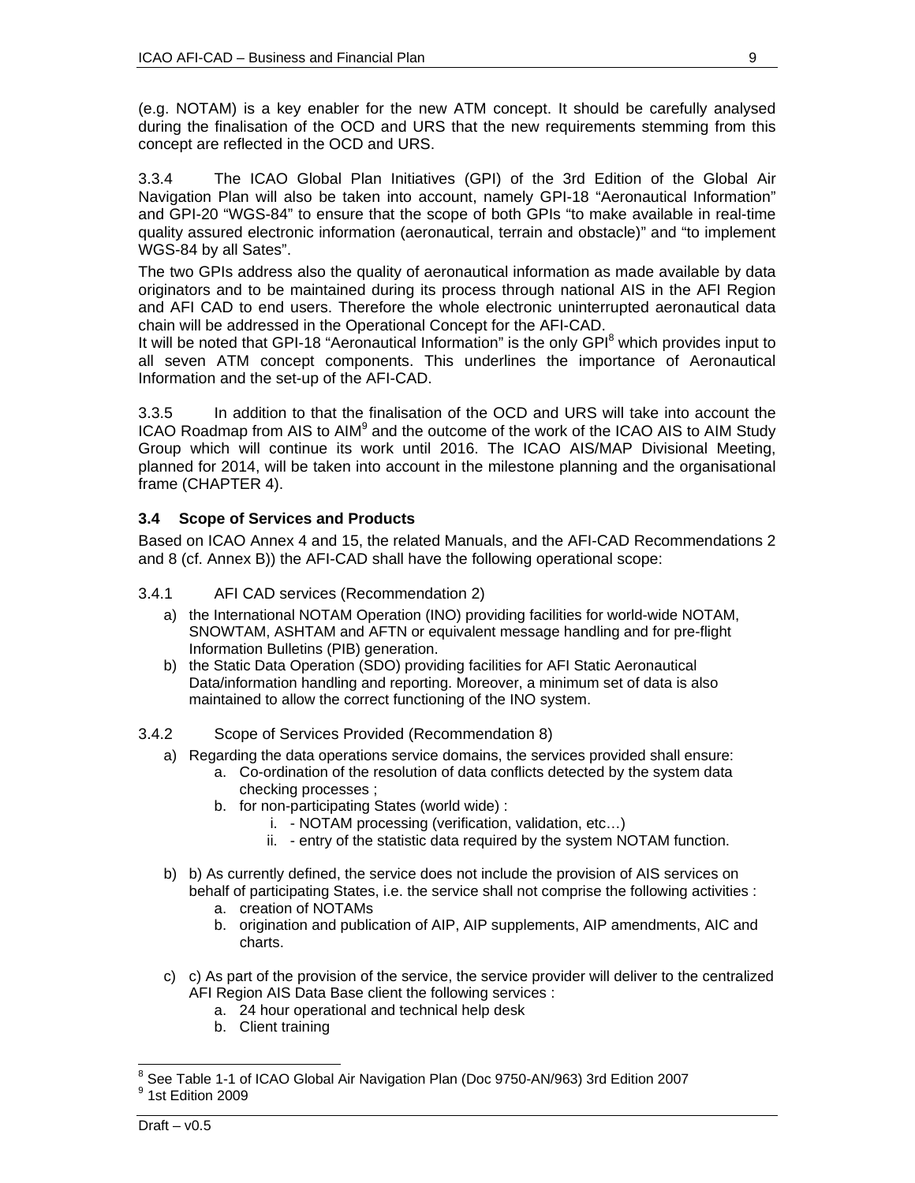(e.g. NOTAM) is a key enabler for the new ATM concept. It should be carefully analysed during the finalisation of the OCD and URS that the new requirements stemming from this concept are reflected in the OCD and URS.

3.3.4 The ICAO Global Plan Initiatives (GPI) of the 3rd Edition of the Global Air Navigation Plan will also be taken into account, namely GPI-18 "Aeronautical Information" and GPI-20 "WGS-84" to ensure that the scope of both GPIs "to make available in real-time quality assured electronic information (aeronautical, terrain and obstacle)" and "to implement WGS-84 by all Sates".

The two GPIs address also the quality of aeronautical information as made available by data originators and to be maintained during its process through national AIS in the AFI Region and AFI CAD to end users. Therefore the whole electronic uninterrupted aeronautical data chain will be addressed in the Operational Concept for the AFI-CAD.

It will be noted that GPI-18 "Aeronautical Information" is the only GPI[8] which provides input to all seven ATM concept components. This underlines the importance of Aeronautical Information and the set-up of the AFI-CAD.

3.3.5 In addition to that the finalisation of the OCD and URS will take into account the ICAO Roadmap from AIS to AIM[9] and the outcome of the work of the ICAO AIS to AIM Study Group which will continue its work until 2016. The ICAO AIS/MAP Divisional Meeting, planned for 2014, will be taken into account in the milestone planning and the organisational frame (CHAPTER 4).

### 3.4 Scope of Services and Products

Based on ICAO Annex 4 and 15, the related Manuals, and the AFI-CAD Recommendations 2 and 8 (cf. Annex B)) the AFI-CAD shall have the following operational scope:

3.4.1 AFI CAD services (Recommendation 2)

a) the International NOTAM Operation (INO) providing facilities for world-wide NOTAM, SNOWTAM, ASHTAM and AFTN or equivalent message handling and for pre-flight Information Bulletins (PIB) generation.
b) the Static Data Operation (SDO) providing facilities for AFI Static Aeronautical Data/information handling and reporting. Moreover, a minimum set of data is also maintained to allow the correct functioning of the INO system.

3.4.2 Scope of Services Provided (Recommendation 8)

a) Regarding the data operations service domains, the services provided shall ensure:
   a. Co-ordination of the resolution of data conflicts detected by the system data checking processes ;
   b. for non-participating States (world wide) :
      i. - NOTAM processing (verification, validation, etc…)
      ii. - entry of the statistic data required by the system NOTAM function.

b) b) As currently defined, the service does not include the provision of AIS services on behalf of participating States, i.e. the service shall not comprise the following activities :
   a. creation of NOTAMs
   b. origination and publication of AIP, AIP supplements, AIP amendments, AIC and charts.

c) c) As part of the provision of the service, the service provider will deliver to the centralized AFI Region AIS Data Base client the following services :
   a. 24 hour operational and technical help desk
   b. Client training

---

[8] See Table 1-1 of ICAO Global Air Navigation Plan (Doc 9750-AN/963) 3rd Edition 2007

[9] 1st Edition 2009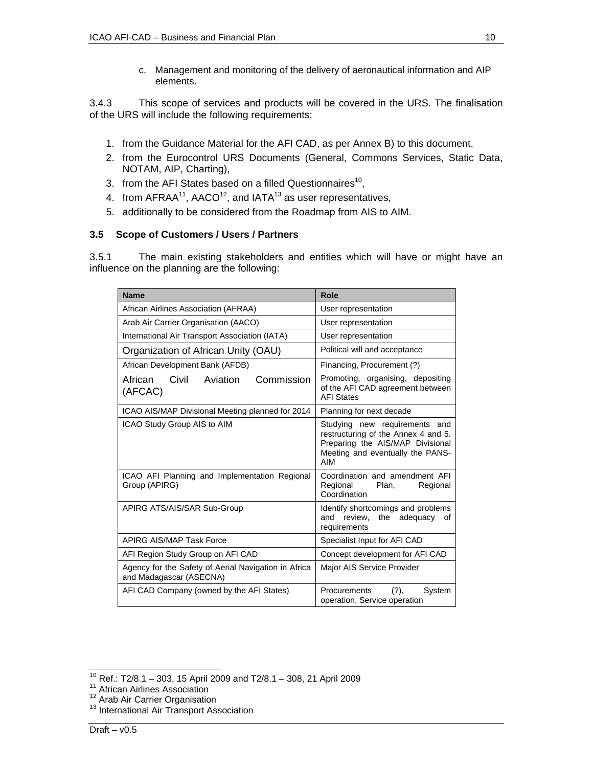c. Management and monitoring of the delivery of aeronautical information and AIP elements.

3.4.3 This scope of services and products will be covered in the URS. The finalisation of the URS will include the following requirements:

1. from the Guidance Material for the AFI CAD, as per Annex B) to this document,
2. from the Eurocontrol URS Documents (General, Commons Services, Static Data, NOTAM, AIP, Charting),
3. from the AFI States based on a filled Questionnaires[10],
4. from AFRAA[11], AACO[12], and IATA[13] as user representatives,
5. additionally to be considered from the Roadmap from AIS to AIM.

### 3.5 Scope of Customers / Users / Partners

3.5.1 The main existing stakeholders and entities which will have or might have an influence on the planning are the following:

| Name | Role |
|---|---|
| African Airlines Association (AFRAA) | User representation |
| Arab Air Carrier Organisation (AACO) | User representation |
| International Air Transport Association (IATA) | User representation |
| Organization of African Unity (OAU) | Political will and acceptance |
| African Development Bank (AFDB) | Financing, Procurement (?) |
| African Civil Aviation Commission (AFCAC) | Promoting, organising, depositing of the AFI CAD agreement between AFI States |
| ICAO AIS/MAP Divisional Meeting planned for 2014 | Planning for next decade |
| ICAO Study Group AIS to AIM | Studying new requirements and restructuring of the Annex 4 and 5. Preparing the AIS/MAP Divisional Meeting and eventually the PANS-AIM |
| ICAO AFI Planning and Implementation Regional Group (APIRG) | Coordination and amendment AFI Regional Plan, Regional Coordination |
| APIRG ATS/AIS/SAR Sub-Group | Identify shortcomings and problems and review, the adequacy of requirements |
| APIRG AIS/MAP Task Force | Specialist Input for AFI CAD |
| AFI Region Study Group on AFI CAD | Concept development for AFI CAD |
| Agency for the Safety of Aerial Navigation in Africa and Madagascar (ASECNA) | Major AIS Service Provider |
| AFI CAD Company (owned by the AFI States) | Procurements (?), System operation, Service operation |

[10] Ref.: T2/8.1 – 303, 15 April 2009 and T2/8.1 – 308, 21 April 2009
[11] African Airlines Association
[12] Arab Air Carrier Organisation
[13] International Air Transport Association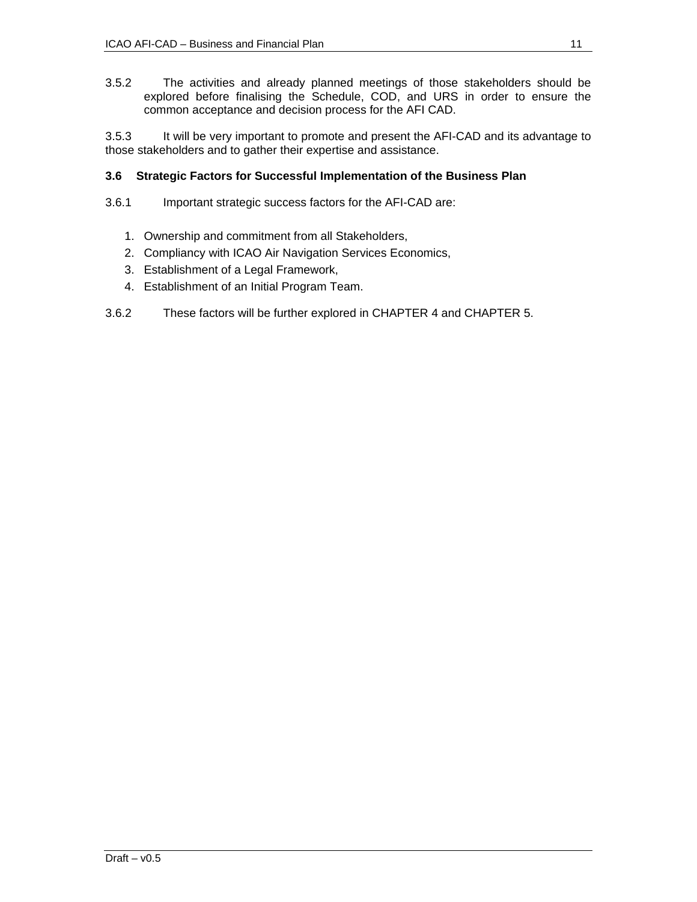3.5.2 The activities and already planned meetings of those stakeholders should be explored before finalising the Schedule, COD, and URS in order to ensure the common acceptance and decision process for the AFI CAD.

3.5.3 It will be very important to promote and present the AFI-CAD and its advantage to those stakeholders and to gather their expertise and assistance.

### 3.6 Strategic Factors for Successful Implementation of the Business Plan

3.6.1 Important strategic success factors for the AFI-CAD are:

1. Ownership and commitment from all Stakeholders,
2. Compliancy with ICAO Air Navigation Services Economics,
3. Establishment of a Legal Framework,
4. Establishment of an Initial Program Team.

3.6.2 These factors will be further explored in CHAPTER 4 and CHAPTER 5.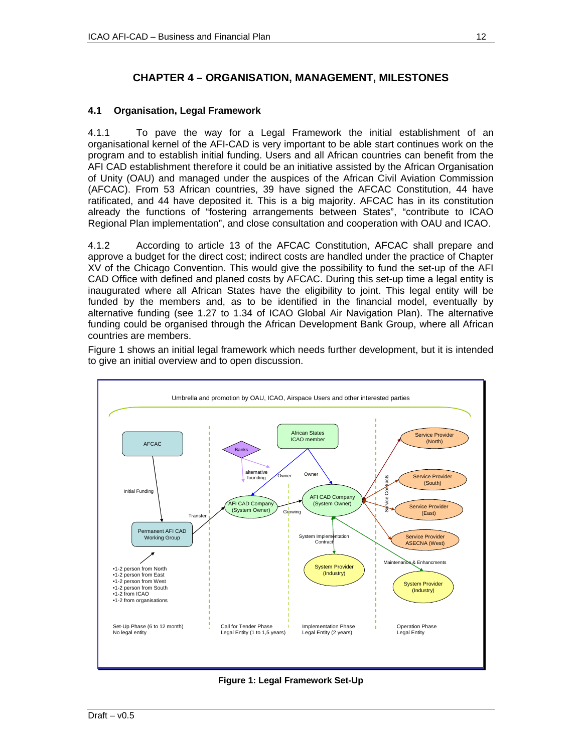# CHAPTER 4 – ORGANISATION, MANAGEMENT, MILESTONES

## 4.1 Organisation, Legal Framework

4.1.1 To pave the way for a Legal Framework the initial establishment of an organisational kernel of the AFI-CAD is very important to be able start continues work on the program and to establish initial funding. Users and all African countries can benefit from the AFI CAD establishment therefore it could be an initiative assisted by the African Organisation of Unity (OAU) and managed under the auspices of the African Civil Aviation Commission (AFCAC). From 53 African countries, 39 have signed the AFCAC Constitution, 44 have ratificated, and 44 have deposited it. This is a big majority. AFCAC has in its constitution already the functions of "fostering arrangements between States", "contribute to ICAO Regional Plan implementation", and close consultation and cooperation with OAU and ICAO.

4.1.2 According to article 13 of the AFCAC Constitution, AFCAC shall prepare and approve a budget for the direct cost; indirect costs are handled under the practice of Chapter XV of the Chicago Convention. This would give the possibility to fund the set-up of the AFI CAD Office with defined and planed costs by AFCAC. During this set-up time a legal entity is inaugurated where all African States have the eligibility to joint. This legal entity will be funded by the members and, as to be identified in the financial model, eventually by alternative funding (see 1.27 to 1.34 of ICAO Global Air Navigation Plan). The alternative funding could be organised through the African Development Bank Group, where all African countries are members.

Figure 1 shows an initial legal framework which needs further development, but it is intended to give an initial overview and to open discussion.

**Figure 1: Legal Framework Set-Up**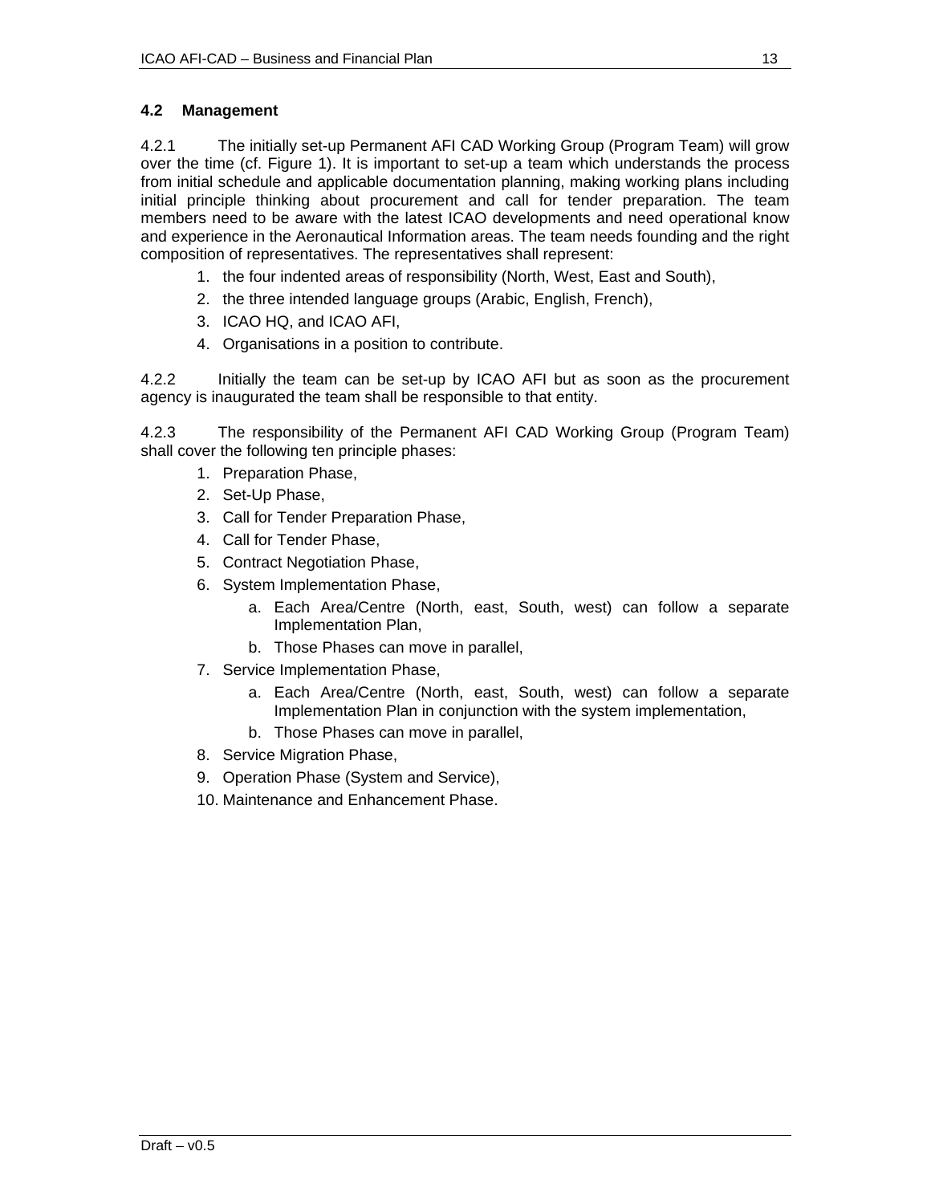## 4.2 Management

4.2.1 The initially set-up Permanent AFI CAD Working Group (Program Team) will grow over the time (cf. Figure 1). It is important to set-up a team which understands the process from initial schedule and applicable documentation planning, making working plans including initial principle thinking about procurement and call for tender preparation. The team members need to be aware with the latest ICAO developments and need operational know and experience in the Aeronautical Information areas. The team needs founding and the right composition of representatives. The representatives shall represent:

1. the four indented areas of responsibility (North, West, East and South),
2. the three intended language groups (Arabic, English, French),
3. ICAO HQ, and ICAO AFI,
4. Organisations in a position to contribute.

4.2.2 Initially the team can be set-up by ICAO AFI but as soon as the procurement agency is inaugurated the team shall be responsible to that entity.

4.2.3 The responsibility of the Permanent AFI CAD Working Group (Program Team) shall cover the following ten principle phases:

1. Preparation Phase,
2. Set-Up Phase,
3. Call for Tender Preparation Phase,
4. Call for Tender Phase,
5. Contract Negotiation Phase,
6. System Implementation Phase,
   a. Each Area/Centre (North, east, South, west) can follow a separate Implementation Plan,
   b. Those Phases can move in parallel,
7. Service Implementation Phase,
   a. Each Area/Centre (North, east, South, west) can follow a separate Implementation Plan in conjunction with the system implementation,
   b. Those Phases can move in parallel,
8. Service Migration Phase,
9. Operation Phase (System and Service),
10. Maintenance and Enhancement Phase.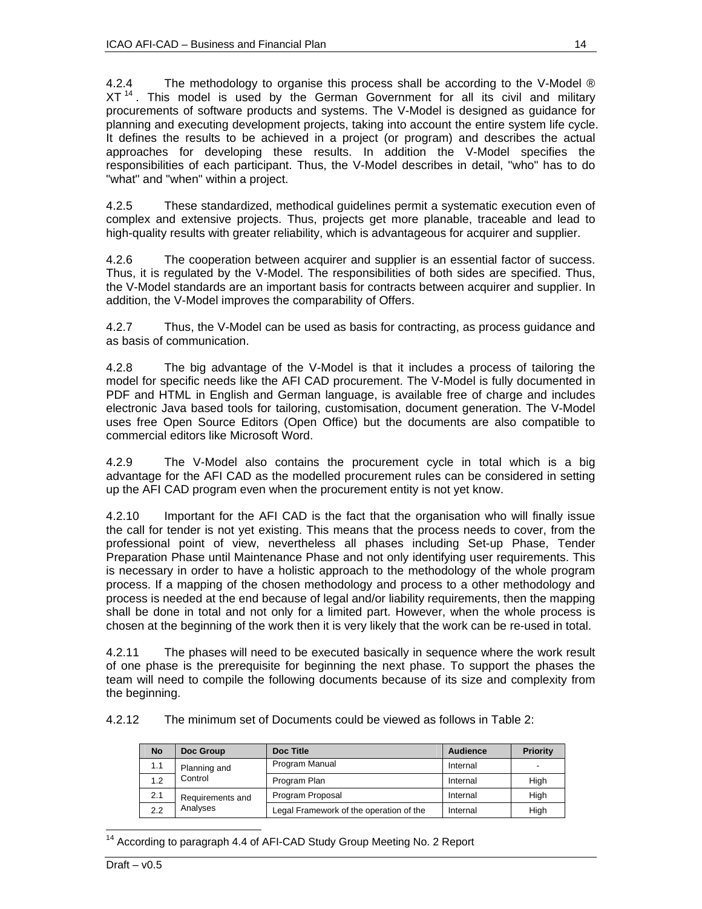4.2.4 The methodology to organise this process shall be according to the V-Model ® XT [14]. This model is used by the German Government for all its civil and military procurements of software products and systems. The V-Model is designed as guidance for planning and executing development projects, taking into account the entire system life cycle. It defines the results to be achieved in a project (or program) and describes the actual approaches for developing these results. In addition the V-Model specifies the responsibilities of each participant. Thus, the V-Model describes in detail, "who" has to do "what" and "when" within a project.

4.2.5 These standardized, methodical guidelines permit a systematic execution even of complex and extensive projects. Thus, projects get more planable, traceable and lead to high-quality results with greater reliability, which is advantageous for acquirer and supplier.

4.2.6 The cooperation between acquirer and supplier is an essential factor of success. Thus, it is regulated by the V-Model. The responsibilities of both sides are specified. Thus, the V-Model standards are an important basis for contracts between acquirer and supplier. In addition, the V-Model improves the comparability of Offers.

4.2.7 Thus, the V-Model can be used as basis for contracting, as process guidance and as basis of communication.

4.2.8 The big advantage of the V-Model is that it includes a process of tailoring the model for specific needs like the AFI CAD procurement. The V-Model is fully documented in PDF and HTML in English and German language, is available free of charge and includes electronic Java based tools for tailoring, customisation, document generation. The V-Model uses free Open Source Editors (Open Office) but the documents are also compatible to commercial editors like Microsoft Word.

4.2.9 The V-Model also contains the procurement cycle in total which is a big advantage for the AFI CAD as the modelled procurement rules can be considered in setting up the AFI CAD program even when the procurement entity is not yet know.

4.2.10 Important for the AFI CAD is the fact that the organisation who will finally issue the call for tender is not yet existing. This means that the process needs to cover, from the professional point of view, nevertheless all phases including Set-up Phase, Tender Preparation Phase until Maintenance Phase and not only identifying user requirements. This is necessary in order to have a holistic approach to the methodology of the whole program process. If a mapping of the chosen methodology and process to a other methodology and process is needed at the end because of legal and/or liability requirements, then the mapping shall be done in total and not only for a limited part. However, when the whole process is chosen at the beginning of the work then it is very likely that the work can be re-used in total.

4.2.11 The phases will need to be executed basically in sequence where the work result of one phase is the prerequisite for beginning the next phase. To support the phases the team will need to compile the following documents because of its size and complexity from the beginning.

4.2.12 The minimum set of Documents could be viewed as follows in Table 2:

| No | Doc Group | Doc Title | Audience | Priority |
|---|---|---|---|---|
| 1.1 | Planning and Control | Program Manual | Internal | - |
| 1.2 | | Program Plan | Internal | High |
| 2.1 | Requirements and Analyses | Program Proposal | Internal | High |
| 2.2 | | Legal Framework of the operation of the | Internal | High |

[14] According to paragraph 4.4 of AFI-CAD Study Group Meeting No. 2 Report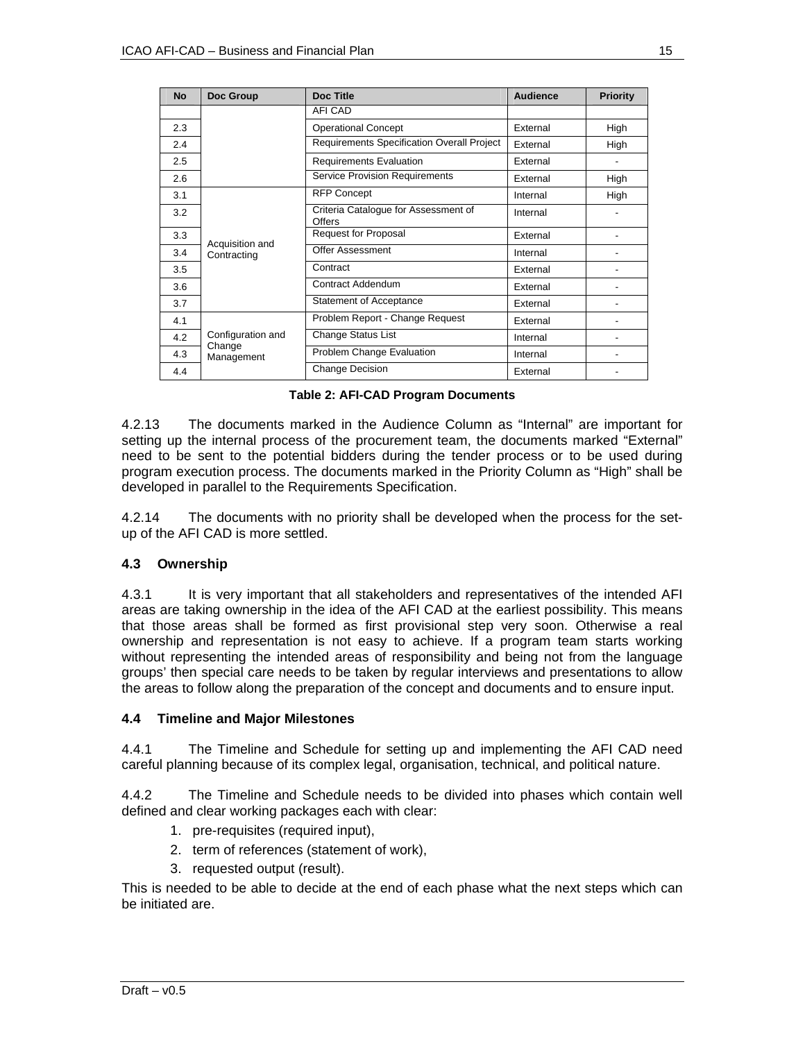| No | Doc Group | Doc Title | Audience | Priority |
|---|---|---|---|---|
| | | AFI CAD | | |
| 2.3 | | Operational Concept | External | High |
| 2.4 | | Requirements Specification Overall Project | External | High |
| 2.5 | | Requirements Evaluation | External | - |
| 2.6 | | Service Provision Requirements | External | High |
| 3.1 | Acquisition and Contracting | RFP Concept | Internal | High |
| 3.2 | | Criteria Catalogue for Assessment of Offers | Internal | - |
| 3.3 | | Request for Proposal | External | - |
| 3.4 | | Offer Assessment | Internal | - |
| 3.5 | | Contract | External | - |
| 3.6 | | Contract Addendum | External | - |
| 3.7 | | Statement of Acceptance | External | - |
| 4.1 | Configuration and Change Management | Problem Report - Change Request | External | - |
| 4.2 | | Change Status List | Internal | - |
| 4.3 | | Problem Change Evaluation | Internal | - |
| 4.4 | | Change Decision | External | - |

**Table 2: AFI-CAD Program Documents**

4.2.13 The documents marked in the Audience Column as "Internal" are important for setting up the internal process of the procurement team, the documents marked "External" need to be sent to the potential bidders during the tender process or to be used during program execution process. The documents marked in the Priority Column as "High" shall be developed in parallel to the Requirements Specification.

4.2.14 The documents with no priority shall be developed when the process for the set-up of the AFI CAD is more settled.

### 4.3 Ownership

4.3.1 It is very important that all stakeholders and representatives of the intended AFI areas are taking ownership in the idea of the AFI CAD at the earliest possibility. This means that those areas shall be formed as first provisional step very soon. Otherwise a real ownership and representation is not easy to achieve. If a program team starts working without representing the intended areas of responsibility and being not from the language groups' then special care needs to be taken by regular interviews and presentations to allow the areas to follow along the preparation of the concept and documents and to ensure input.

### 4.4 Timeline and Major Milestones

4.4.1 The Timeline and Schedule for setting up and implementing the AFI CAD need careful planning because of its complex legal, organisation, technical, and political nature.

4.4.2 The Timeline and Schedule needs to be divided into phases which contain well defined and clear working packages each with clear:

1. pre-requisites (required input),
2. term of references (statement of work),
3. requested output (result).

This is needed to be able to decide at the end of each phase what the next steps which can be initiated are.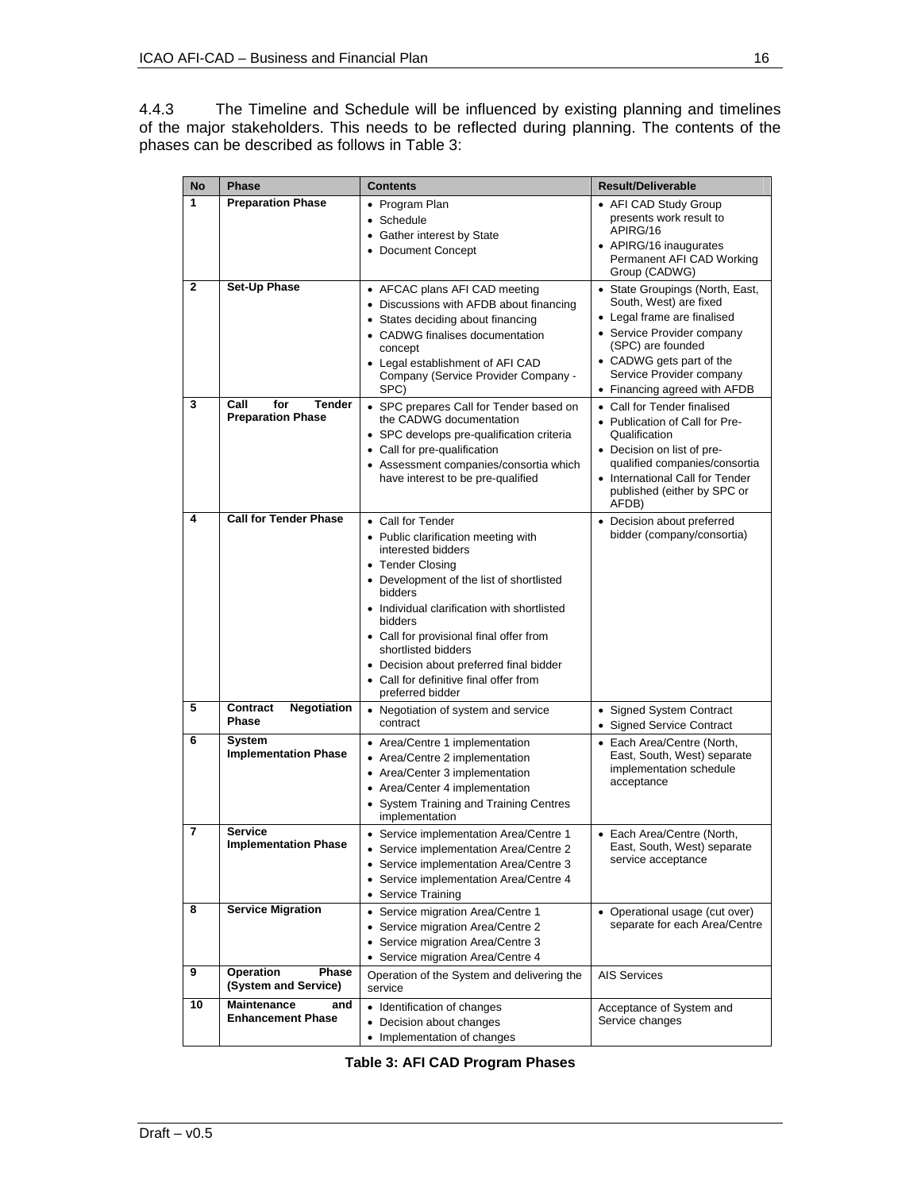4.4.3 The Timeline and Schedule will be influenced by existing planning and timelines of the major stakeholders. This needs to be reflected during planning. The contents of the phases can be described as follows in Table 3:

| No | Phase | Contents | Result/Deliverable |
|---|---|---|---|
| 1 | **Preparation Phase** | • Program Plan<br>• Schedule<br>• Gather interest by State<br>• Document Concept | • AFI CAD Study Group presents work result to APIRG/16<br>• APIRG/16 inaugurates Permanent AFI CAD Working Group (CADWG) |
| 2 | **Set-Up Phase** | • AFCAC plans AFI CAD meeting<br>• Discussions with AFDB about financing<br>• States deciding about financing<br>• CADWG finalises documentation concept<br>• Legal establishment of AFI CAD Company (Service Provider Company - SPC) | • State Groupings (North, East, South, West) are fixed<br>• Legal frame are finalised<br>• Service Provider company (SPC) are founded<br>• CADWG gets part of the Service Provider company<br>• Financing agreed with AFDB |
| 3 | **Call for Tender Preparation Phase** | • SPC prepares Call for Tender based on the CADWG documentation<br>• SPC develops pre-qualification criteria<br>• Call for pre-qualification<br>• Assessment companies/consortia which have interest to be pre-qualified | • Call for Tender finalised<br>• Publication of Call for Pre-Qualification<br>• Decision on list of pre-qualified companies/consortia<br>• International Call for Tender published (either by SPC or AFDB) |
| 4 | **Call for Tender Phase** | • Call for Tender<br>• Public clarification meeting with interested bidders<br>• Tender Closing<br>• Development of the list of shortlisted bidders<br>• Individual clarification with shortlisted bidders<br>• Call for provisional final offer from shortlisted bidders<br>• Decision about preferred final bidder<br>• Call for definitive final offer from preferred bidder | • Decision about preferred bidder (company/consortia) |
| 5 | **Contract Negotiation Phase** | • Negotiation of system and service contract | • Signed System Contract<br>• Signed Service Contract |
| 6 | **System Implementation Phase** | • Area/Centre 1 implementation<br>• Area/Centre 2 implementation<br>• Area/Center 3 implementation<br>• Area/Center 4 implementation<br>• System Training and Training Centres implementation | • Each Area/Centre (North, East, South, West) separate implementation schedule acceptance |
| 7 | **Service Implementation Phase** | • Service implementation Area/Centre 1<br>• Service implementation Area/Centre 2<br>• Service implementation Area/Centre 3<br>• Service implementation Area/Centre 4<br>• Service Training | • Each Area/Centre (North, East, South, West) separate service acceptance |
| 8 | **Service Migration** | • Service migration Area/Centre 1<br>• Service migration Area/Centre 2<br>• Service migration Area/Centre 3<br>• Service migration Area/Centre 4 | • Operational usage (cut over) separate for each Area/Centre |
| 9 | **Operation Phase (System and Service)** | Operation of the System and delivering the service | AIS Services |
| 10 | **Maintenance and Enhancement Phase** | • Identification of changes<br>• Decision about changes<br>• Implementation of changes | Acceptance of System and Service changes |

**Table 3: AFI CAD Program Phases**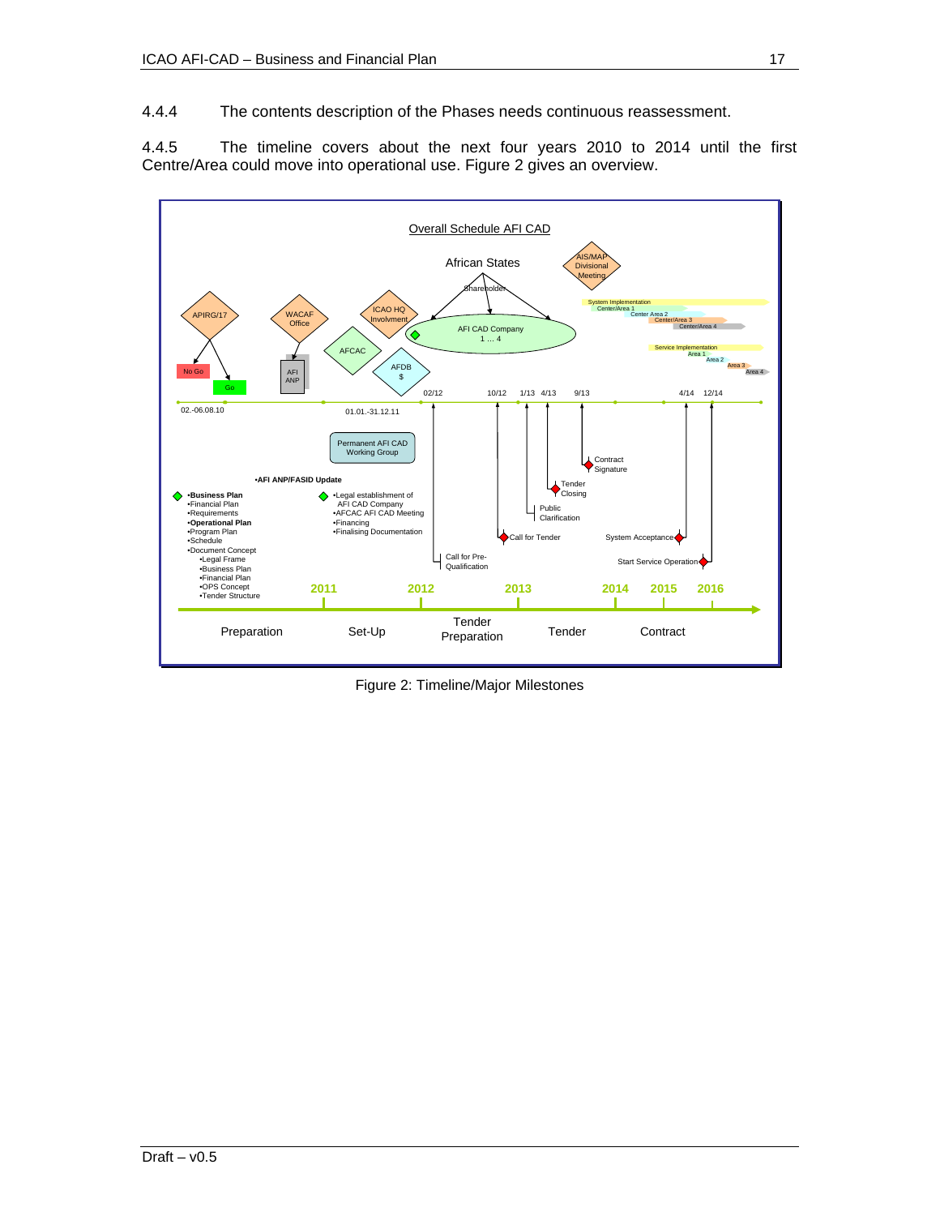4.4.4 The contents description of the Phases needs continuous reassessment.

4.4.5 The timeline covers about the next four years 2010 to 2014 until the first Centre/Area could move into operational use. Figure 2 gives an overview.

Overall Schedule AFI CAD

African States

Shareholder

AIS/MAP Divisional Meeting

APIRG/17

WACAF Office

ICAO HQ Involvment

AFI CAD Company 1 … 4

AFCAC

AFDB $

AFI ANP

No Go

Go

System Implementation
Center/Area 1
Center Area 2
Center/Area 3
Center/Area 4

Service Implementation
Area 1
Area 2
Area 3
Area 4

02.-06.08.10

01.01.-31.12.11

02/12

10/12

1/13

4/13

9/13

4/14

12/14

Permanent AFI CAD Working Group

•AFI ANP/FASID Update

•Business Plan
•Financial Plan
•Requirements
•Operational Plan
•Program Plan
•Schedule
•Document Concept
•Legal Frame
•Business Plan
•Financial Plan
•OPS Concept
•Tender Structure

•Legal establishment of AFI CAD Company
•AFCAC AFI CAD Meeting
•Financing
•Finalising Documentation

Call for Pre-Qualification

Call for Tender

Public Clarification

Tender Closing

Contract Signature

System Acceptance

Start Service Operation

2011

2012

2013

2014

2015

2016

Preparation

Set-Up

Tender Preparation

Tender

Contract

Figure 2: Timeline/Major Milestones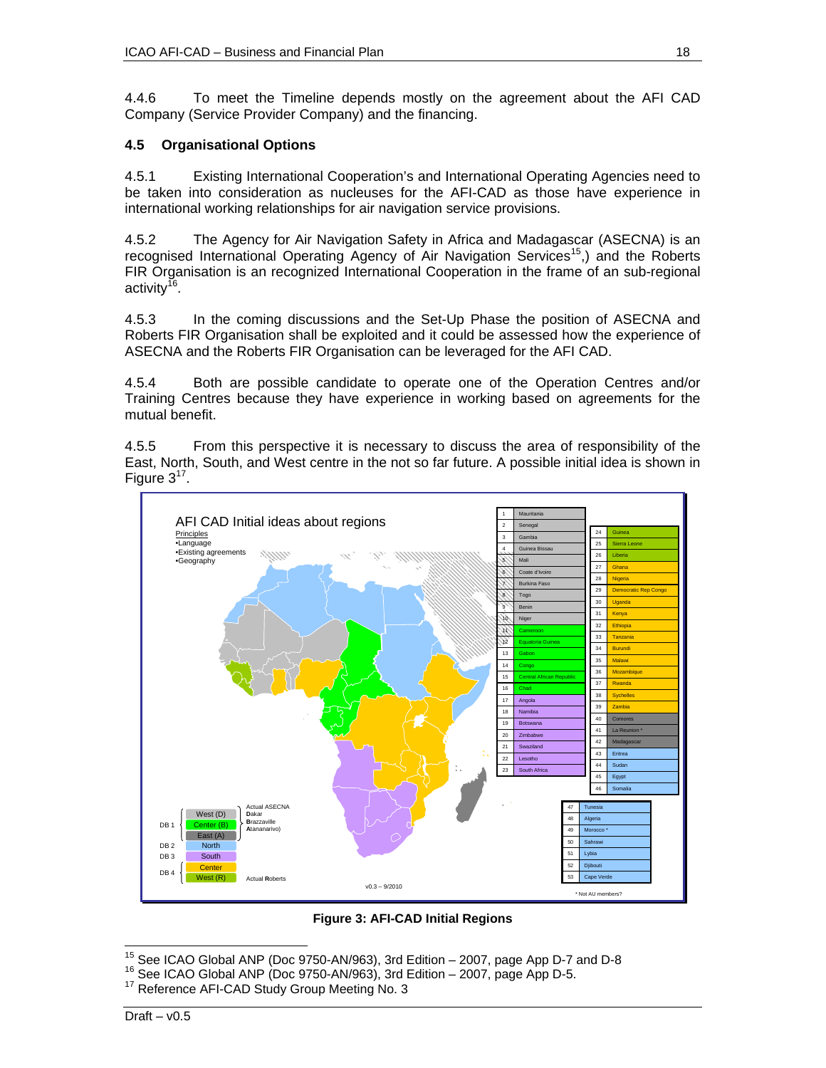4.4.6 To meet the Timeline depends mostly on the agreement about the AFI CAD Company (Service Provider Company) and the financing.

### 4.5 Organisational Options

4.5.1 Existing International Cooperation's and International Operating Agencies need to be taken into consideration as nucleuses for the AFI-CAD as those have experience in international working relationships for air navigation service provisions.

4.5.2 The Agency for Air Navigation Safety in Africa and Madagascar (ASECNA) is an recognised International Operating Agency of Air Navigation Services[15],) and the Roberts FIR Organisation is an recognized International Cooperation in the frame of an sub-regional activity[16].

4.5.3 In the coming discussions and the Set-Up Phase the position of ASECNA and Roberts FIR Organisation shall be exploited and it could be assessed how the experience of ASECNA and the Roberts FIR Organisation can be leveraged for the AFI CAD.

4.5.4 Both are possible candidate to operate one of the Operation Centres and/or Training Centres because they have experience in working based on agreements for the mutual benefit.

4.5.5 From this perspective it is necessary to discuss the area of responsibility of the East, North, South, and West centre in the not so far future. A possible initial idea is shown in Figure 3[17].

AFI CAD Initial ideas about regions

Principles
•Language
•Existing agreements
•Geography

1 Mauritania
2 Senegal
3 Gambia
4 Guinea Bissau
5 Mali
6 Coate d'Ivoire
7 Burkina Faso
8 Togo
9 Benin
10 Niger
11 Cameroon
12 Equatoria Guinea
13 Gabon
14 Congo
15 Central African Republic
16 Chad
17 Angola
18 Namibia
19 Botswana
20 Zimbabwe
21 Swaziland
22 Lesotho
23 South Africa
24 Guinea
25 Sierra Leone
26 Liberia
27 Ghana
28 Nigeria
29 Democratic Rep Congo
30 Uganda
31 Kenya
32 Ethiopia
33 Tanzania
34 Burundi
35 Malawi
36 Mozambique
37 Rwanda
38 Sychelles
39 Zambia
40 Comores
41 La Reunion *
42 Madagascar
43 Eritrea
44 Sudan
45 Egypt
46 Somalia
47 Tunesia
48 Algeria
49 Morocco *
50 Sahrawi
51 Lybia
52 Djibouti
53 Cape Verde

DB 1: West (D), Center (B), East (A) — Actual ASECNA Dakar Brazzaville Atananarivo)
DB 2: North
DB 3: South
DB 4: Center, West (R) — Actual Roberts

v0.3 – 9/2010

* Not AU members?

**Figure 3: AFI-CAD Initial Regions**

---

15 See ICAO Global ANP (Doc 9750-AN/963), 3rd Edition – 2007, page App D-7 and D-8
16 See ICAO Global ANP (Doc 9750-AN/963), 3rd Edition – 2007, page App D-5.
17 Reference AFI-CAD Study Group Meeting No. 3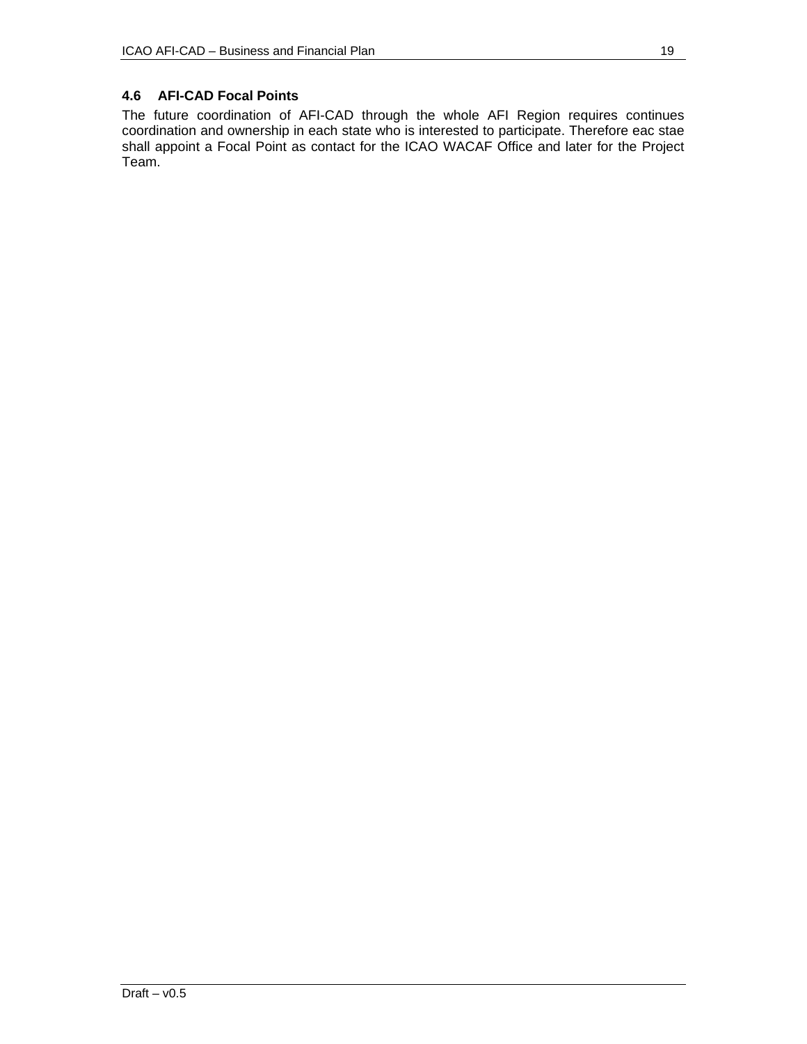### 4.6 AFI-CAD Focal Points

The future coordination of AFI-CAD through the whole AFI Region requires continues coordination and ownership in each state who is interested to participate. Therefore eac stae shall appoint a Focal Point as contact for the ICAO WACAF Office and later for the Project Team.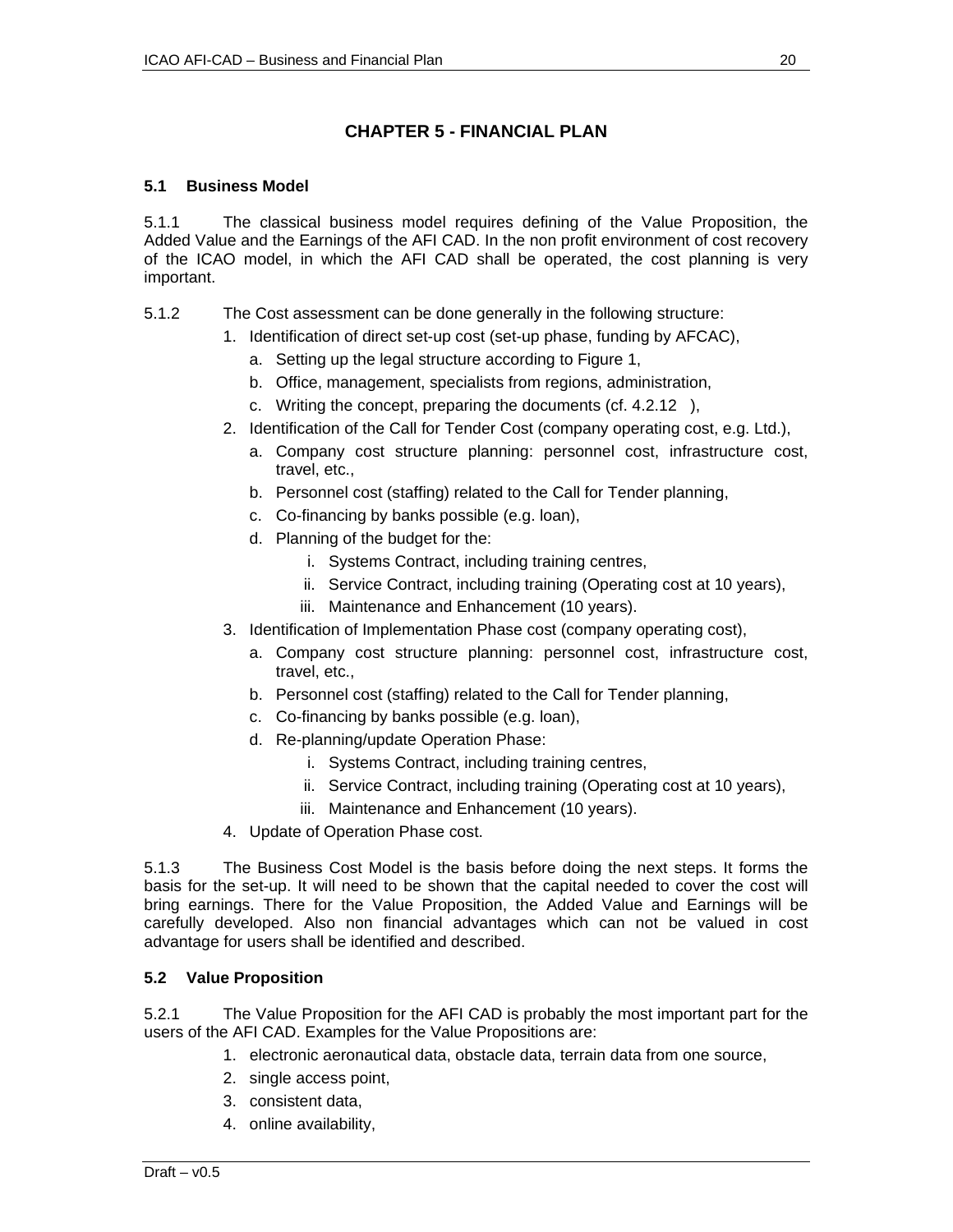# CHAPTER 5 - FINANCIAL PLAN

## 5.1 Business Model

5.1.1 The classical business model requires defining of the Value Proposition, the Added Value and the Earnings of the AFI CAD. In the non profit environment of cost recovery of the ICAO model, in which the AFI CAD shall be operated, the cost planning is very important.

5.1.2 The Cost assessment can be done generally in the following structure:

1. Identification of direct set-up cost (set-up phase, funding by AFCAC),
   a. Setting up the legal structure according to Figure 1,
   b. Office, management, specialists from regions, administration,
   c. Writing the concept, preparing the documents (cf. 4.2.12 ),
2. Identification of the Call for Tender Cost (company operating cost, e.g. Ltd.),
   a. Company cost structure planning: personnel cost, infrastructure cost, travel, etc.,
   b. Personnel cost (staffing) related to the Call for Tender planning,
   c. Co-financing by banks possible (e.g. loan),
   d. Planning of the budget for the:
      i. Systems Contract, including training centres,
      ii. Service Contract, including training (Operating cost at 10 years),
      iii. Maintenance and Enhancement (10 years).
3. Identification of Implementation Phase cost (company operating cost),
   a. Company cost structure planning: personnel cost, infrastructure cost, travel, etc.,
   b. Personnel cost (staffing) related to the Call for Tender planning,
   c. Co-financing by banks possible (e.g. loan),
   d. Re-planning/update Operation Phase:
      i. Systems Contract, including training centres,
      ii. Service Contract, including training (Operating cost at 10 years),
      iii. Maintenance and Enhancement (10 years).
4. Update of Operation Phase cost.

5.1.3 The Business Cost Model is the basis before doing the next steps. It forms the basis for the set-up. It will need to be shown that the capital needed to cover the cost will bring earnings. There for the Value Proposition, the Added Value and Earnings will be carefully developed. Also non financial advantages which can not be valued in cost advantage for users shall be identified and described.

## 5.2 Value Proposition

5.2.1 The Value Proposition for the AFI CAD is probably the most important part for the users of the AFI CAD. Examples for the Value Propositions are:

1. electronic aeronautical data, obstacle data, terrain data from one source,
2. single access point,
3. consistent data,
4. online availability,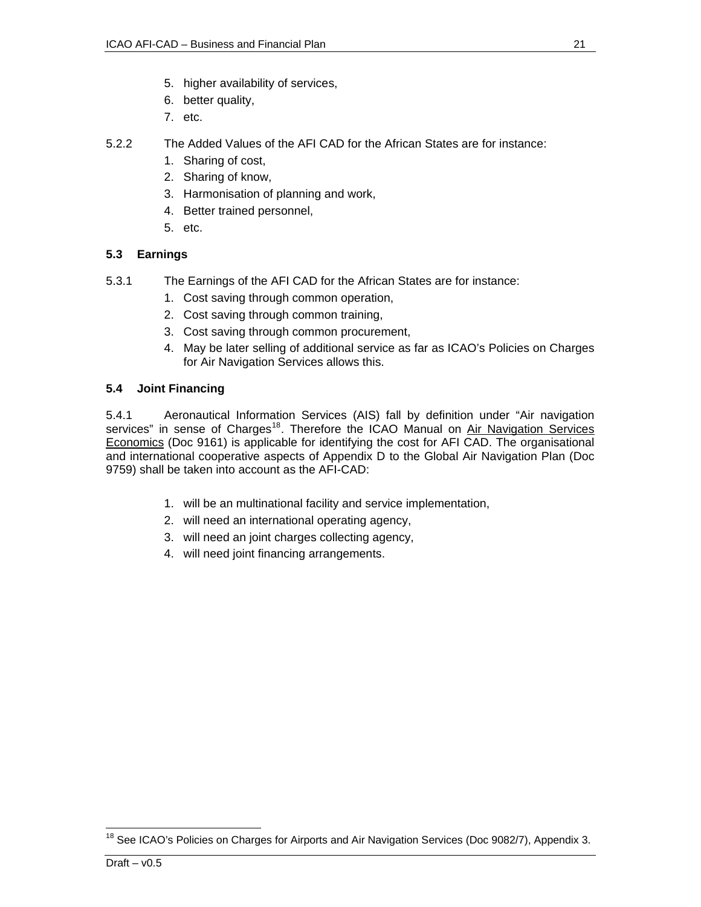5. higher availability of services,
6. better quality,
7. etc.

5.2.2 The Added Values of the AFI CAD for the African States are for instance:

1. Sharing of cost,
2. Sharing of know,
3. Harmonisation of planning and work,
4. Better trained personnel,
5. etc.

### 5.3 Earnings

5.3.1 The Earnings of the AFI CAD for the African States are for instance:

1. Cost saving through common operation,
2. Cost saving through common training,
3. Cost saving through common procurement,
4. May be later selling of additional service as far as ICAO's Policies on Charges for Air Navigation Services allows this.

### 5.4 Joint Financing

5.4.1 Aeronautical Information Services (AIS) fall by definition under "Air navigation services" in sense of Charges[18]. Therefore the ICAO Manual on Air Navigation Services Economics (Doc 9161) is applicable for identifying the cost for AFI CAD. The organisational and international cooperative aspects of Appendix D to the Global Air Navigation Plan (Doc 9759) shall be taken into account as the AFI-CAD:

1. will be an multinational facility and service implementation,
2. will need an international operating agency,
3. will need an joint charges collecting agency,
4. will need joint financing arrangements.

[18] See ICAO's Policies on Charges for Airports and Air Navigation Services (Doc 9082/7), Appendix 3.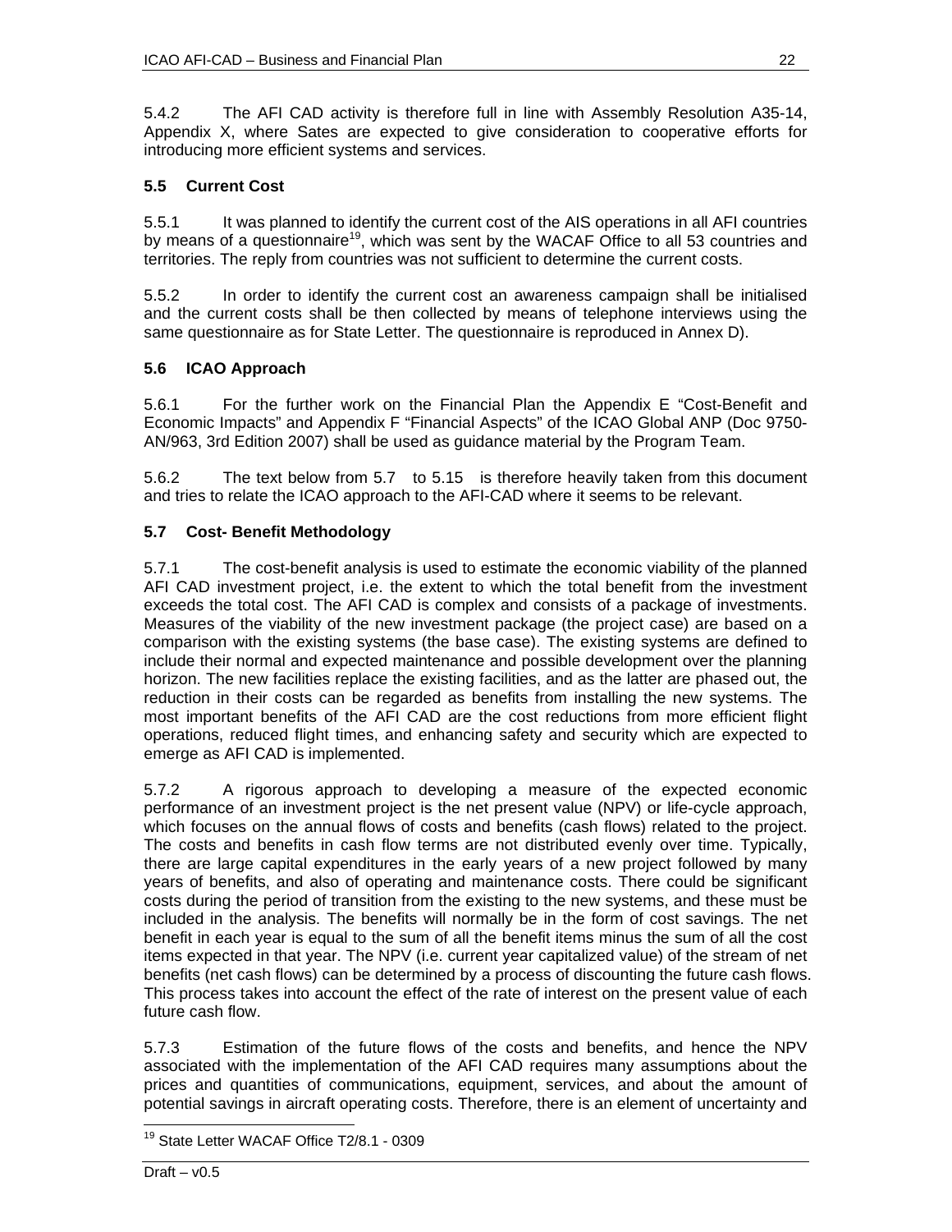5.4.2 The AFI CAD activity is therefore full in line with Assembly Resolution A35-14, Appendix X, where Sates are expected to give consideration to cooperative efforts for introducing more efficient systems and services.

### 5.5 Current Cost

5.5.1 It was planned to identify the current cost of the AIS operations in all AFI countries by means of a questionnaire[19], which was sent by the WACAF Office to all 53 countries and territories. The reply from countries was not sufficient to determine the current costs.

5.5.2 In order to identify the current cost an awareness campaign shall be initialised and the current costs shall be then collected by means of telephone interviews using the same questionnaire as for State Letter. The questionnaire is reproduced in Annex D).

### 5.6 ICAO Approach

5.6.1 For the further work on the Financial Plan the Appendix E "Cost-Benefit and Economic Impacts" and Appendix F "Financial Aspects" of the ICAO Global ANP (Doc 9750-AN/963, 3rd Edition 2007) shall be used as guidance material by the Program Team.

5.6.2 The text below from 5.7 to 5.15 is therefore heavily taken from this document and tries to relate the ICAO approach to the AFI-CAD where it seems to be relevant.

### 5.7 Cost- Benefit Methodology

5.7.1 The cost-benefit analysis is used to estimate the economic viability of the planned AFI CAD investment project, i.e. the extent to which the total benefit from the investment exceeds the total cost. The AFI CAD is complex and consists of a package of investments. Measures of the viability of the new investment package (the project case) are based on a comparison with the existing systems (the base case). The existing systems are defined to include their normal and expected maintenance and possible development over the planning horizon. The new facilities replace the existing facilities, and as the latter are phased out, the reduction in their costs can be regarded as benefits from installing the new systems. The most important benefits of the AFI CAD are the cost reductions from more efficient flight operations, reduced flight times, and enhancing safety and security which are expected to emerge as AFI CAD is implemented.

5.7.2 A rigorous approach to developing a measure of the expected economic performance of an investment project is the net present value (NPV) or life-cycle approach, which focuses on the annual flows of costs and benefits (cash flows) related to the project. The costs and benefits in cash flow terms are not distributed evenly over time. Typically, there are large capital expenditures in the early years of a new project followed by many years of benefits, and also of operating and maintenance costs. There could be significant costs during the period of transition from the existing to the new systems, and these must be included in the analysis. The benefits will normally be in the form of cost savings. The net benefit in each year is equal to the sum of all the benefit items minus the sum of all the cost items expected in that year. The NPV (i.e. current year capitalized value) of the stream of net benefits (net cash flows) can be determined by a process of discounting the future cash flows. This process takes into account the effect of the rate of interest on the present value of each future cash flow.

5.7.3 Estimation of the future flows of the costs and benefits, and hence the NPV associated with the implementation of the AFI CAD requires many assumptions about the prices and quantities of communications, equipment, services, and about the amount of potential savings in aircraft operating costs. Therefore, there is an element of uncertainty and

[19] State Letter WACAF Office T2/8.1 - 0309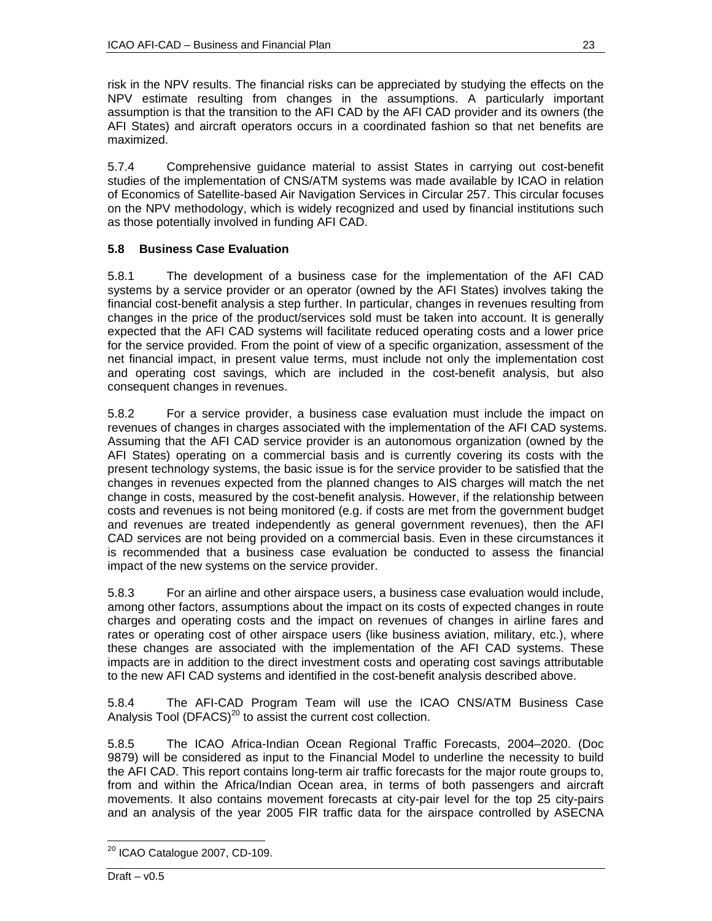risk in the NPV results. The financial risks can be appreciated by studying the effects on the NPV estimate resulting from changes in the assumptions. A particularly important assumption is that the transition to the AFI CAD by the AFI CAD provider and its owners (the AFI States) and aircraft operators occurs in a coordinated fashion so that net benefits are maximized.

5.7.4 Comprehensive guidance material to assist States in carrying out cost-benefit studies of the implementation of CNS/ATM systems was made available by ICAO in relation of Economics of Satellite-based Air Navigation Services in Circular 257. This circular focuses on the NPV methodology, which is widely recognized and used by financial institutions such as those potentially involved in funding AFI CAD.

### 5.8 Business Case Evaluation

5.8.1 The development of a business case for the implementation of the AFI CAD systems by a service provider or an operator (owned by the AFI States) involves taking the financial cost-benefit analysis a step further. In particular, changes in revenues resulting from changes in the price of the product/services sold must be taken into account. It is generally expected that the AFI CAD systems will facilitate reduced operating costs and a lower price for the service provided. From the point of view of a specific organization, assessment of the net financial impact, in present value terms, must include not only the implementation cost and operating cost savings, which are included in the cost-benefit analysis, but also consequent changes in revenues.

5.8.2 For a service provider, a business case evaluation must include the impact on revenues of changes in charges associated with the implementation of the AFI CAD systems. Assuming that the AFI CAD service provider is an autonomous organization (owned by the AFI States) operating on a commercial basis and is currently covering its costs with the present technology systems, the basic issue is for the service provider to be satisfied that the changes in revenues expected from the planned changes to AIS charges will match the net change in costs, measured by the cost-benefit analysis. However, if the relationship between costs and revenues is not being monitored (e.g. if costs are met from the government budget and revenues are treated independently as general government revenues), then the AFI CAD services are not being provided on a commercial basis. Even in these circumstances it is recommended that a business case evaluation be conducted to assess the financial impact of the new systems on the service provider.

5.8.3 For an airline and other airspace users, a business case evaluation would include, among other factors, assumptions about the impact on its costs of expected changes in route charges and operating costs and the impact on revenues of changes in airline fares and rates or operating cost of other airspace users (like business aviation, military, etc.), where these changes are associated with the implementation of the AFI CAD systems. These impacts are in addition to the direct investment costs and operating cost savings attributable to the new AFI CAD systems and identified in the cost-benefit analysis described above.

5.8.4 The AFI-CAD Program Team will use the ICAO CNS/ATM Business Case Analysis Tool (DFACS)[20] to assist the current cost collection.

5.8.5 The ICAO Africa-Indian Ocean Regional Traffic Forecasts, 2004–2020. (Doc 9879) will be considered as input to the Financial Model to underline the necessity to build the AFI CAD. This report contains long-term air traffic forecasts for the major route groups to, from and within the Africa/Indian Ocean area, in terms of both passengers and aircraft movements. It also contains movement forecasts at city-pair level for the top 25 city-pairs and an analysis of the year 2005 FIR traffic data for the airspace controlled by ASECNA

[20] ICAO Catalogue 2007, CD-109.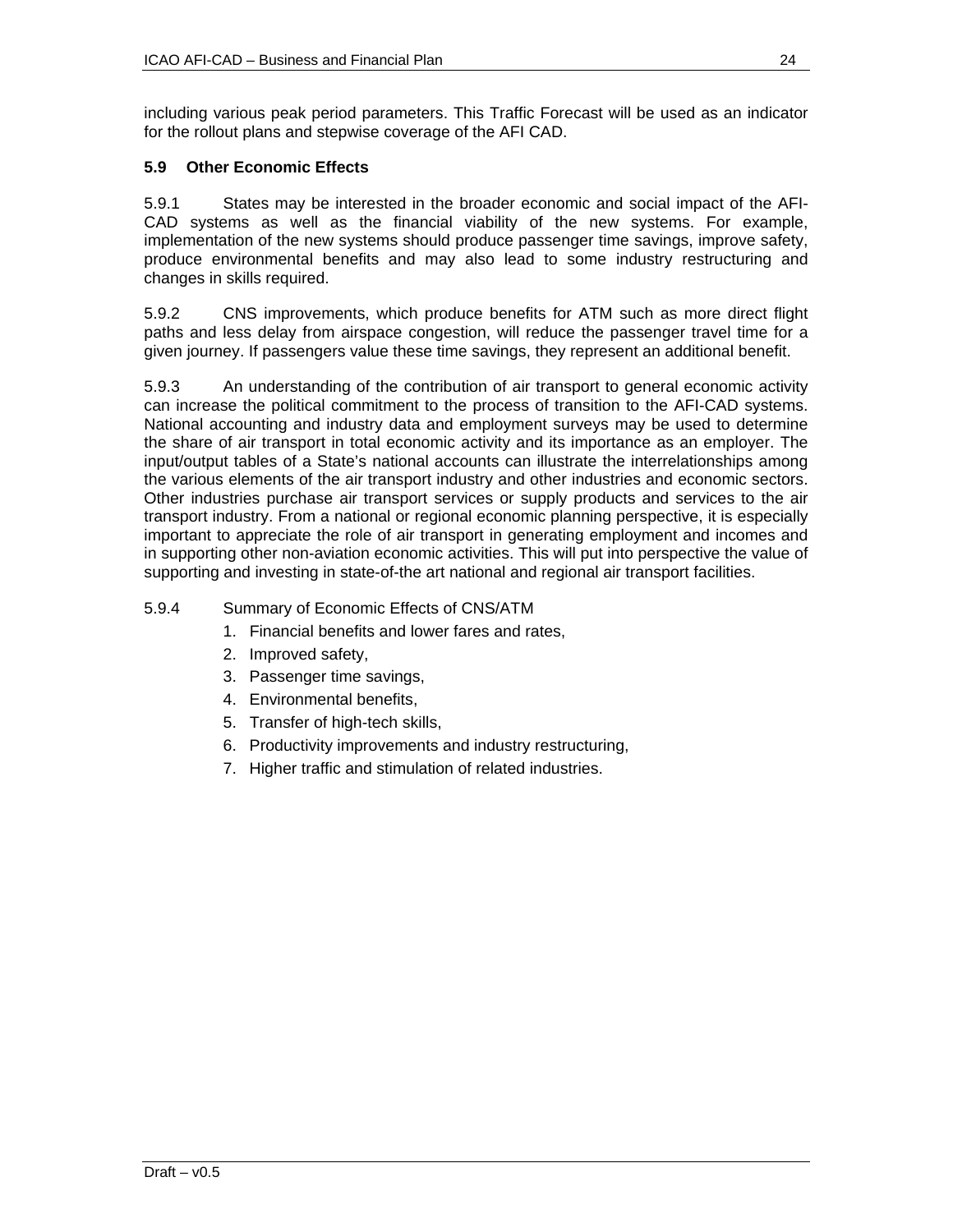including various peak period parameters. This Traffic Forecast will be used as an indicator for the rollout plans and stepwise coverage of the AFI CAD.

### 5.9 Other Economic Effects

5.9.1 States may be interested in the broader economic and social impact of the AFI-CAD systems as well as the financial viability of the new systems. For example, implementation of the new systems should produce passenger time savings, improve safety, produce environmental benefits and may also lead to some industry restructuring and changes in skills required.

5.9.2 CNS improvements, which produce benefits for ATM such as more direct flight paths and less delay from airspace congestion, will reduce the passenger travel time for a given journey. If passengers value these time savings, they represent an additional benefit.

5.9.3 An understanding of the contribution of air transport to general economic activity can increase the political commitment to the process of transition to the AFI-CAD systems. National accounting and industry data and employment surveys may be used to determine the share of air transport in total economic activity and its importance as an employer. The input/output tables of a State's national accounts can illustrate the interrelationships among the various elements of the air transport industry and other industries and economic sectors. Other industries purchase air transport services or supply products and services to the air transport industry. From a national or regional economic planning perspective, it is especially important to appreciate the role of air transport in generating employment and incomes and in supporting other non-aviation economic activities. This will put into perspective the value of supporting and investing in state-of-the art national and regional air transport facilities.

5.9.4 Summary of Economic Effects of CNS/ATM

1. Financial benefits and lower fares and rates,
2. Improved safety,
3. Passenger time savings,
4. Environmental benefits,
5. Transfer of high-tech skills,
6. Productivity improvements and industry restructuring,
7. Higher traffic and stimulation of related industries.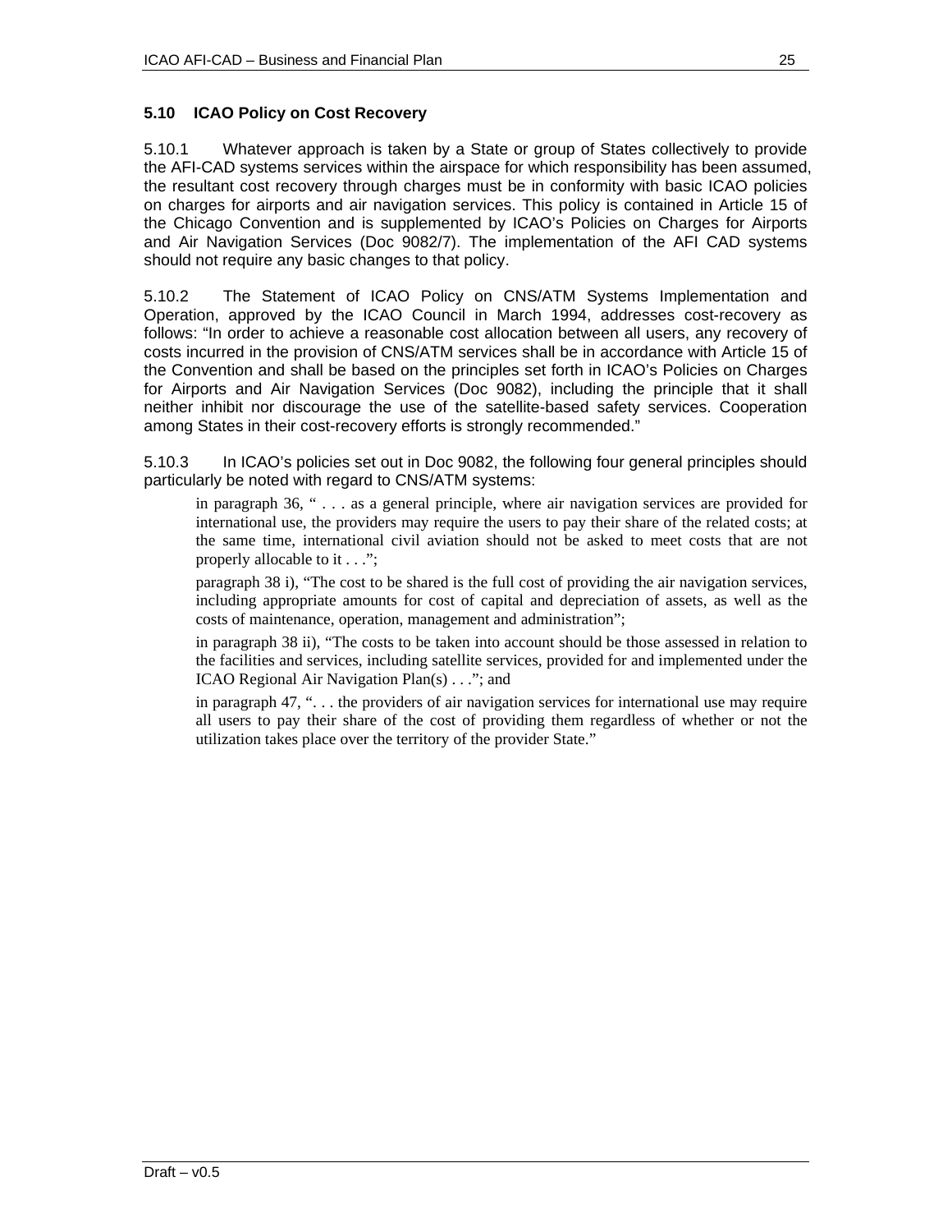### 5.10 ICAO Policy on Cost Recovery

5.10.1 Whatever approach is taken by a State or group of States collectively to provide the AFI-CAD systems services within the airspace for which responsibility has been assumed, the resultant cost recovery through charges must be in conformity with basic ICAO policies on charges for airports and air navigation services. This policy is contained in Article 15 of the Chicago Convention and is supplemented by ICAO's Policies on Charges for Airports and Air Navigation Services (Doc 9082/7). The implementation of the AFI CAD systems should not require any basic changes to that policy.

5.10.2 The Statement of ICAO Policy on CNS/ATM Systems Implementation and Operation, approved by the ICAO Council in March 1994, addresses cost-recovery as follows: "In order to achieve a reasonable cost allocation between all users, any recovery of costs incurred in the provision of CNS/ATM services shall be in accordance with Article 15 of the Convention and shall be based on the principles set forth in ICAO's Policies on Charges for Airports and Air Navigation Services (Doc 9082), including the principle that it shall neither inhibit nor discourage the use of the satellite-based safety services. Cooperation among States in their cost-recovery efforts is strongly recommended."

5.10.3 In ICAO's policies set out in Doc 9082, the following four general principles should particularly be noted with regard to CNS/ATM systems:

> in paragraph 36, " . . . as a general principle, where air navigation services are provided for international use, the providers may require the users to pay their share of the related costs; at the same time, international civil aviation should not be asked to meet costs that are not properly allocable to it . . .";
>
> paragraph 38 i), "The cost to be shared is the full cost of providing the air navigation services, including appropriate amounts for cost of capital and depreciation of assets, as well as the costs of maintenance, operation, management and administration";
>
> in paragraph 38 ii), "The costs to be taken into account should be those assessed in relation to the facilities and services, including satellite services, provided for and implemented under the ICAO Regional Air Navigation Plan(s) . . ."; and
>
> in paragraph 47, ". . . the providers of air navigation services for international use may require all users to pay their share of the cost of providing them regardless of whether or not the utilization takes place over the territory of the provider State."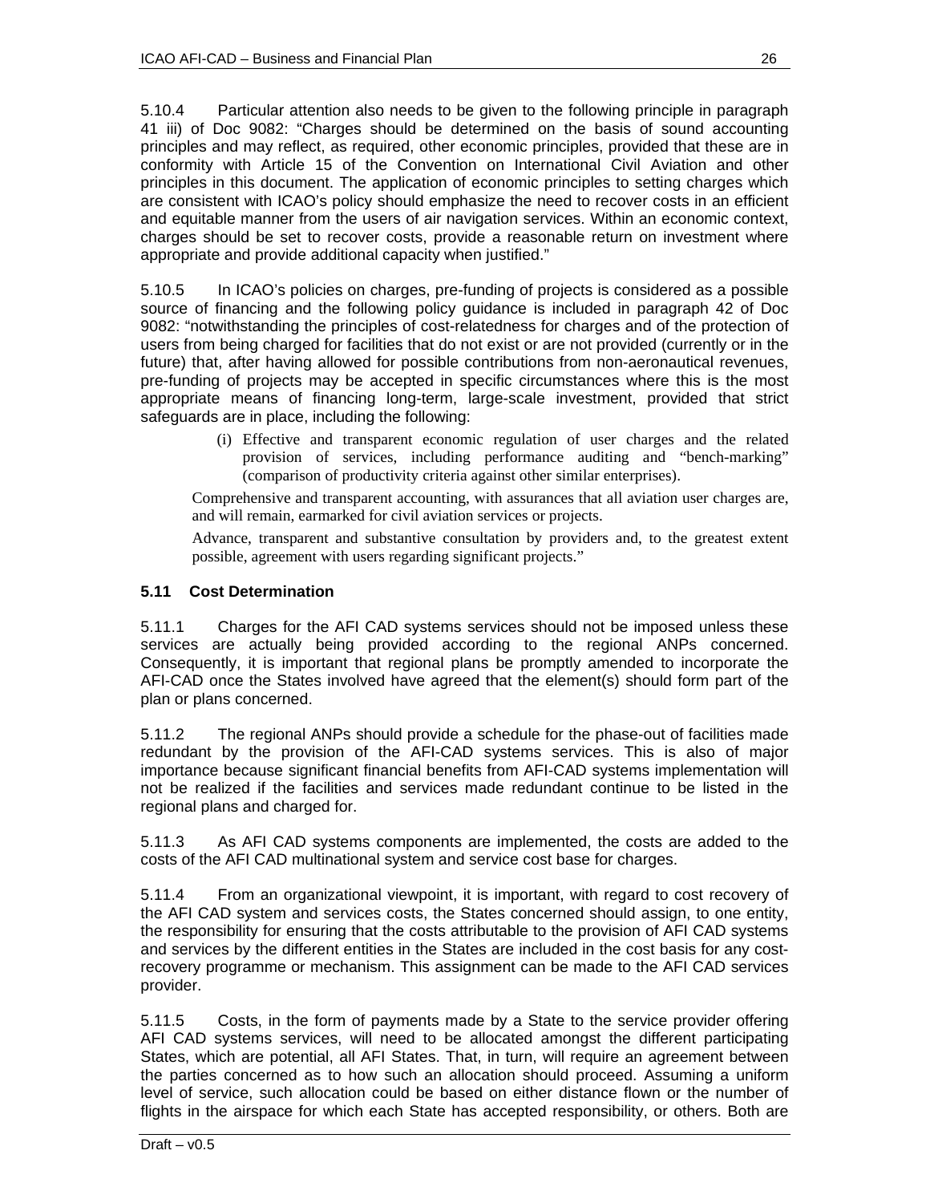5.10.4 Particular attention also needs to be given to the following principle in paragraph 41 iii) of Doc 9082: "Charges should be determined on the basis of sound accounting principles and may reflect, as required, other economic principles, provided that these are in conformity with Article 15 of the Convention on International Civil Aviation and other principles in this document. The application of economic principles to setting charges which are consistent with ICAO's policy should emphasize the need to recover costs in an efficient and equitable manner from the users of air navigation services. Within an economic context, charges should be set to recover costs, provide a reasonable return on investment where appropriate and provide additional capacity when justified."

5.10.5 In ICAO's policies on charges, pre-funding of projects is considered as a possible source of financing and the following policy guidance is included in paragraph 42 of Doc 9082: "notwithstanding the principles of cost-relatedness for charges and of the protection of users from being charged for facilities that do not exist or are not provided (currently or in the future) that, after having allowed for possible contributions from non-aeronautical revenues, pre-funding of projects may be accepted in specific circumstances where this is the most appropriate means of financing long-term, large-scale investment, provided that strict safeguards are in place, including the following:

(i) Effective and transparent economic regulation of user charges and the related provision of services, including performance auditing and "bench-marking" (comparison of productivity criteria against other similar enterprises).

Comprehensive and transparent accounting, with assurances that all aviation user charges are, and will remain, earmarked for civil aviation services or projects.

Advance, transparent and substantive consultation by providers and, to the greatest extent possible, agreement with users regarding significant projects."

### 5.11 Cost Determination

5.11.1 Charges for the AFI CAD systems services should not be imposed unless these services are actually being provided according to the regional ANPs concerned. Consequently, it is important that regional plans be promptly amended to incorporate the AFI-CAD once the States involved have agreed that the element(s) should form part of the plan or plans concerned.

5.11.2 The regional ANPs should provide a schedule for the phase-out of facilities made redundant by the provision of the AFI-CAD systems services. This is also of major importance because significant financial benefits from AFI-CAD systems implementation will not be realized if the facilities and services made redundant continue to be listed in the regional plans and charged for.

5.11.3 As AFI CAD systems components are implemented, the costs are added to the costs of the AFI CAD multinational system and service cost base for charges.

5.11.4 From an organizational viewpoint, it is important, with regard to cost recovery of the AFI CAD system and services costs, the States concerned should assign, to one entity, the responsibility for ensuring that the costs attributable to the provision of AFI CAD systems and services by the different entities in the States are included in the cost basis for any cost-recovery programme or mechanism. This assignment can be made to the AFI CAD services provider.

5.11.5 Costs, in the form of payments made by a State to the service provider offering AFI CAD systems services, will need to be allocated amongst the different participating States, which are potential, all AFI States. That, in turn, will require an agreement between the parties concerned as to how such an allocation should proceed. Assuming a uniform level of service, such allocation could be based on either distance flown or the number of flights in the airspace for which each State has accepted responsibility, or others. Both are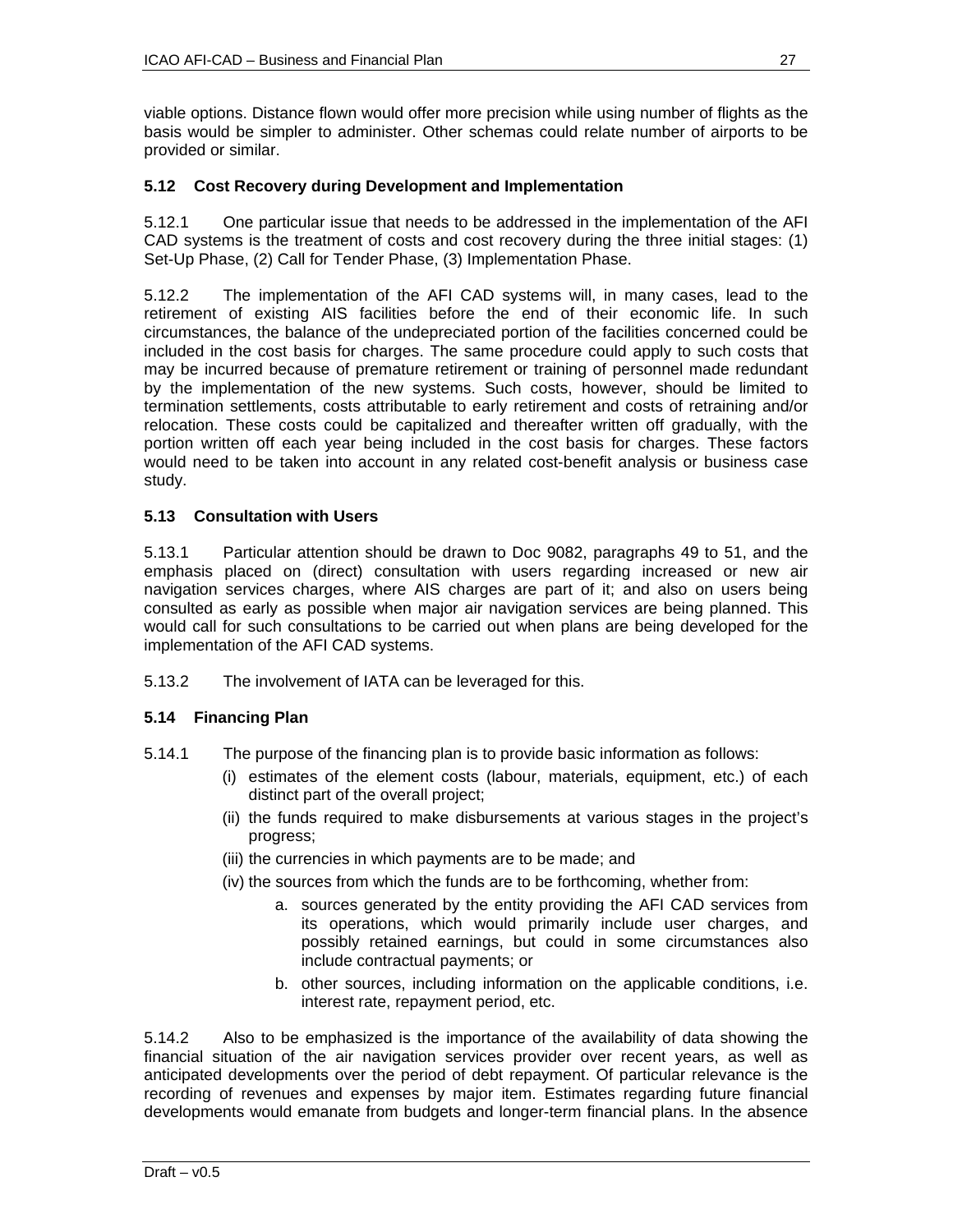viable options. Distance flown would offer more precision while using number of flights as the basis would be simpler to administer. Other schemas could relate number of airports to be provided or similar.

### 5.12 Cost Recovery during Development and Implementation

5.12.1 One particular issue that needs to be addressed in the implementation of the AFI CAD systems is the treatment of costs and cost recovery during the three initial stages: (1) Set-Up Phase, (2) Call for Tender Phase, (3) Implementation Phase.

5.12.2 The implementation of the AFI CAD systems will, in many cases, lead to the retirement of existing AIS facilities before the end of their economic life. In such circumstances, the balance of the undepreciated portion of the facilities concerned could be included in the cost basis for charges. The same procedure could apply to such costs that may be incurred because of premature retirement or training of personnel made redundant by the implementation of the new systems. Such costs, however, should be limited to termination settlements, costs attributable to early retirement and costs of retraining and/or relocation. These costs could be capitalized and thereafter written off gradually, with the portion written off each year being included in the cost basis for charges. These factors would need to be taken into account in any related cost-benefit analysis or business case study.

### 5.13 Consultation with Users

5.13.1 Particular attention should be drawn to Doc 9082, paragraphs 49 to 51, and the emphasis placed on (direct) consultation with users regarding increased or new air navigation services charges, where AIS charges are part of it; and also on users being consulted as early as possible when major air navigation services are being planned. This would call for such consultations to be carried out when plans are being developed for the implementation of the AFI CAD systems.

5.13.2 The involvement of IATA can be leveraged for this.

### 5.14 Financing Plan

5.14.1 The purpose of the financing plan is to provide basic information as follows:

- (i) estimates of the element costs (labour, materials, equipment, etc.) of each distinct part of the overall project;
- (ii) the funds required to make disbursements at various stages in the project's progress;
- (iii) the currencies in which payments are to be made; and
- (iv) the sources from which the funds are to be forthcoming, whether from:
  - a. sources generated by the entity providing the AFI CAD services from its operations, which would primarily include user charges, and possibly retained earnings, but could in some circumstances also include contractual payments; or
  - b. other sources, including information on the applicable conditions, i.e. interest rate, repayment period, etc.

5.14.2 Also to be emphasized is the importance of the availability of data showing the financial situation of the air navigation services provider over recent years, as well as anticipated developments over the period of debt repayment. Of particular relevance is the recording of revenues and expenses by major item. Estimates regarding future financial developments would emanate from budgets and longer-term financial plans. In the absence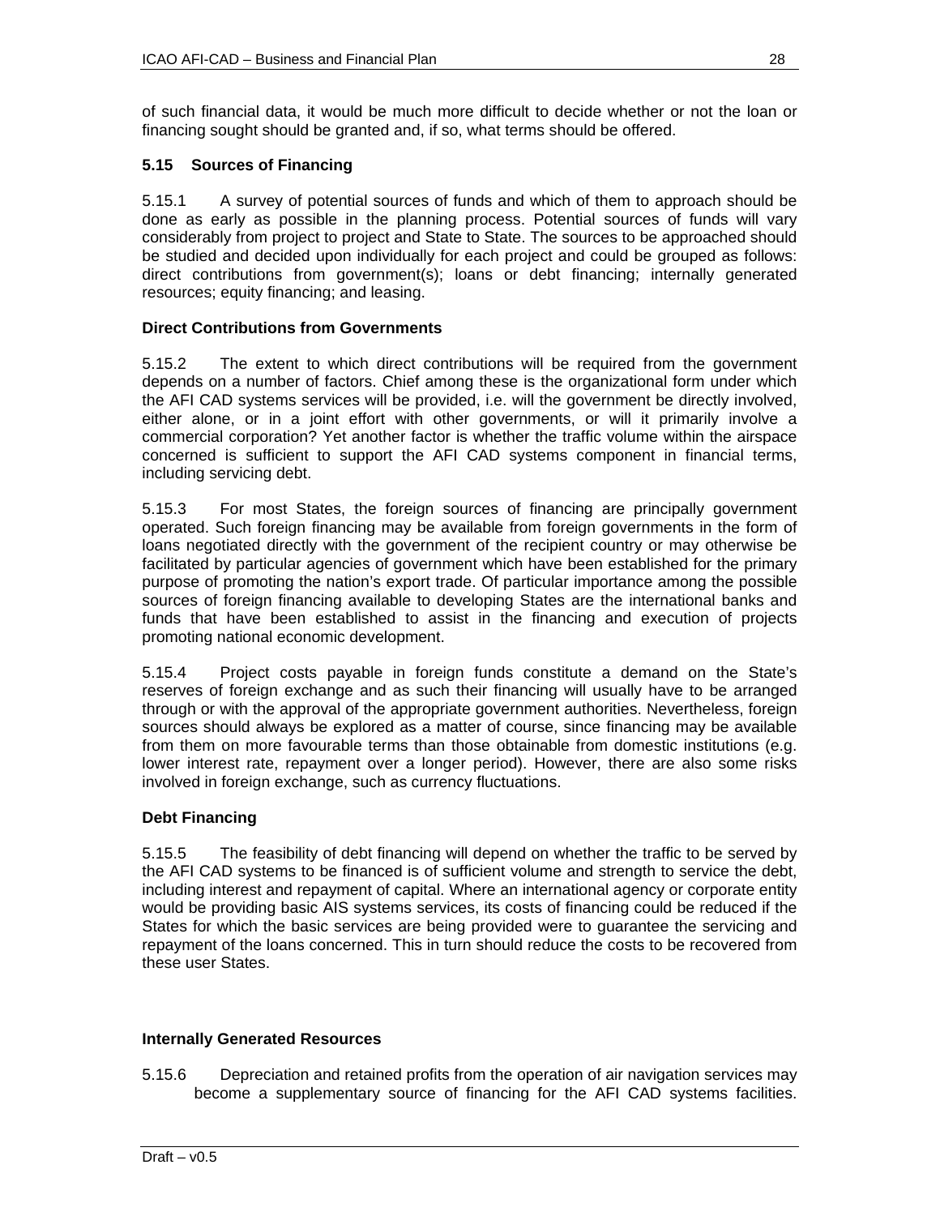of such financial data, it would be much more difficult to decide whether or not the loan or financing sought should be granted and, if so, what terms should be offered.

### 5.15 Sources of Financing

5.15.1 A survey of potential sources of funds and which of them to approach should be done as early as possible in the planning process. Potential sources of funds will vary considerably from project to project and State to State. The sources to be approached should be studied and decided upon individually for each project and could be grouped as follows: direct contributions from government(s); loans or debt financing; internally generated resources; equity financing; and leasing.

#### Direct Contributions from Governments

5.15.2 The extent to which direct contributions will be required from the government depends on a number of factors. Chief among these is the organizational form under which the AFI CAD systems services will be provided, i.e. will the government be directly involved, either alone, or in a joint effort with other governments, or will it primarily involve a commercial corporation? Yet another factor is whether the traffic volume within the airspace concerned is sufficient to support the AFI CAD systems component in financial terms, including servicing debt.

5.15.3 For most States, the foreign sources of financing are principally government operated. Such foreign financing may be available from foreign governments in the form of loans negotiated directly with the government of the recipient country or may otherwise be facilitated by particular agencies of government which have been established for the primary purpose of promoting the nation's export trade. Of particular importance among the possible sources of foreign financing available to developing States are the international banks and funds that have been established to assist in the financing and execution of projects promoting national economic development.

5.15.4 Project costs payable in foreign funds constitute a demand on the State's reserves of foreign exchange and as such their financing will usually have to be arranged through or with the approval of the appropriate government authorities. Nevertheless, foreign sources should always be explored as a matter of course, since financing may be available from them on more favourable terms than those obtainable from domestic institutions (e.g. lower interest rate, repayment over a longer period). However, there are also some risks involved in foreign exchange, such as currency fluctuations.

#### Debt Financing

5.15.5 The feasibility of debt financing will depend on whether the traffic to be served by the AFI CAD systems to be financed is of sufficient volume and strength to service the debt, including interest and repayment of capital. Where an international agency or corporate entity would be providing basic AIS systems services, its costs of financing could be reduced if the States for which the basic services are being provided were to guarantee the servicing and repayment of the loans concerned. This in turn should reduce the costs to be recovered from these user States.

#### Internally Generated Resources

5.15.6 Depreciation and retained profits from the operation of air navigation services may become a supplementary source of financing for the AFI CAD systems facilities.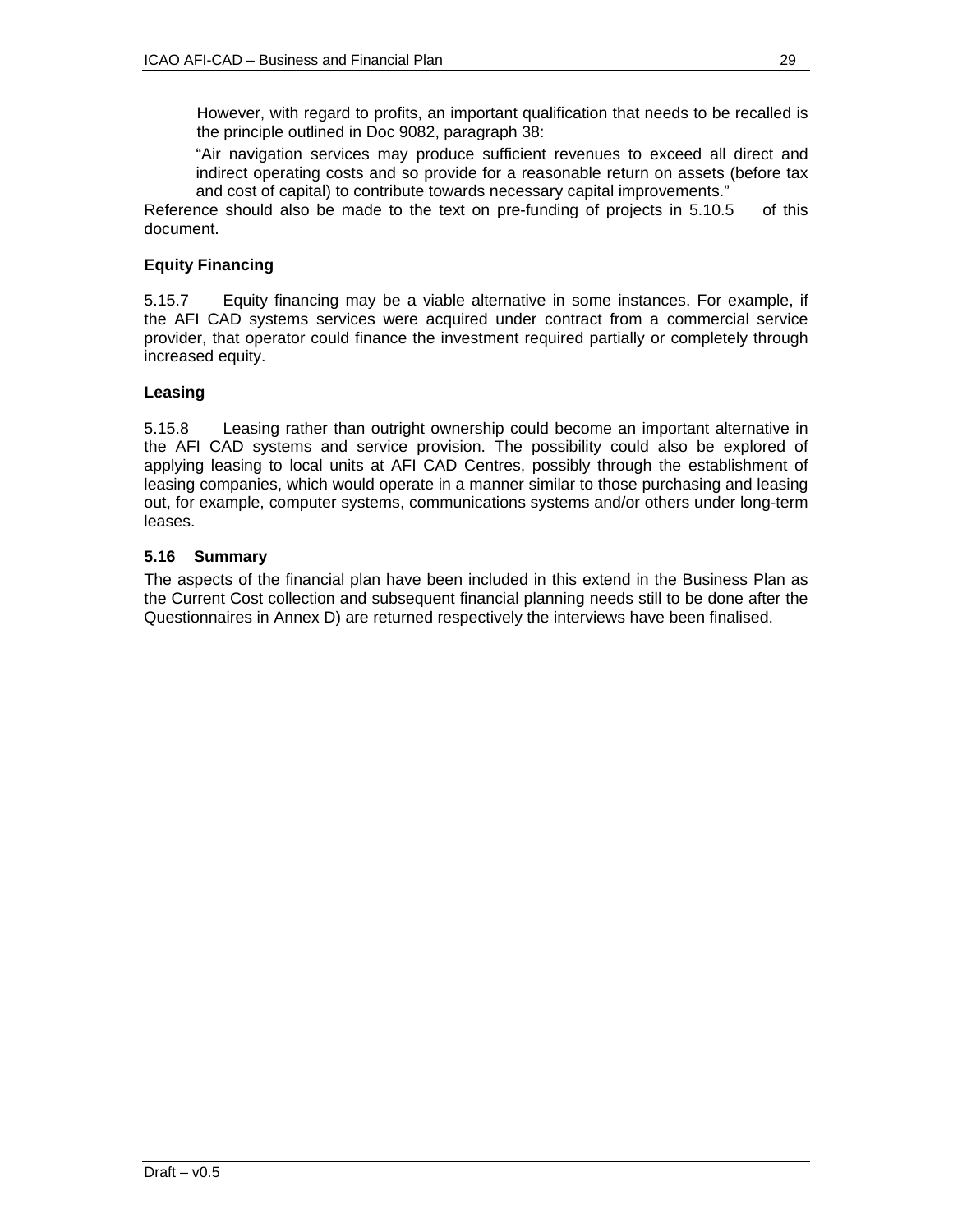However, with regard to profits, an important qualification that needs to be recalled is the principle outlined in Doc 9082, paragraph 38:

"Air navigation services may produce sufficient revenues to exceed all direct and indirect operating costs and so provide for a reasonable return on assets (before tax and cost of capital) to contribute towards necessary capital improvements."

Reference should also be made to the text on pre-funding of projects in 5.10.5 of this document.

**Equity Financing**

5.15.7 Equity financing may be a viable alternative in some instances. For example, if the AFI CAD systems services were acquired under contract from a commercial service provider, that operator could finance the investment required partially or completely through increased equity.

**Leasing**

5.15.8 Leasing rather than outright ownership could become an important alternative in the AFI CAD systems and service provision. The possibility could also be explored of applying leasing to local units at AFI CAD Centres, possibly through the establishment of leasing companies, which would operate in a manner similar to those purchasing and leasing out, for example, computer systems, communications systems and/or others under long-term leases.

## 5.16 Summary

The aspects of the financial plan have been included in this extend in the Business Plan as the Current Cost collection and subsequent financial planning needs still to be done after the Questionnaires in Annex D) are returned respectively the interviews have been finalised.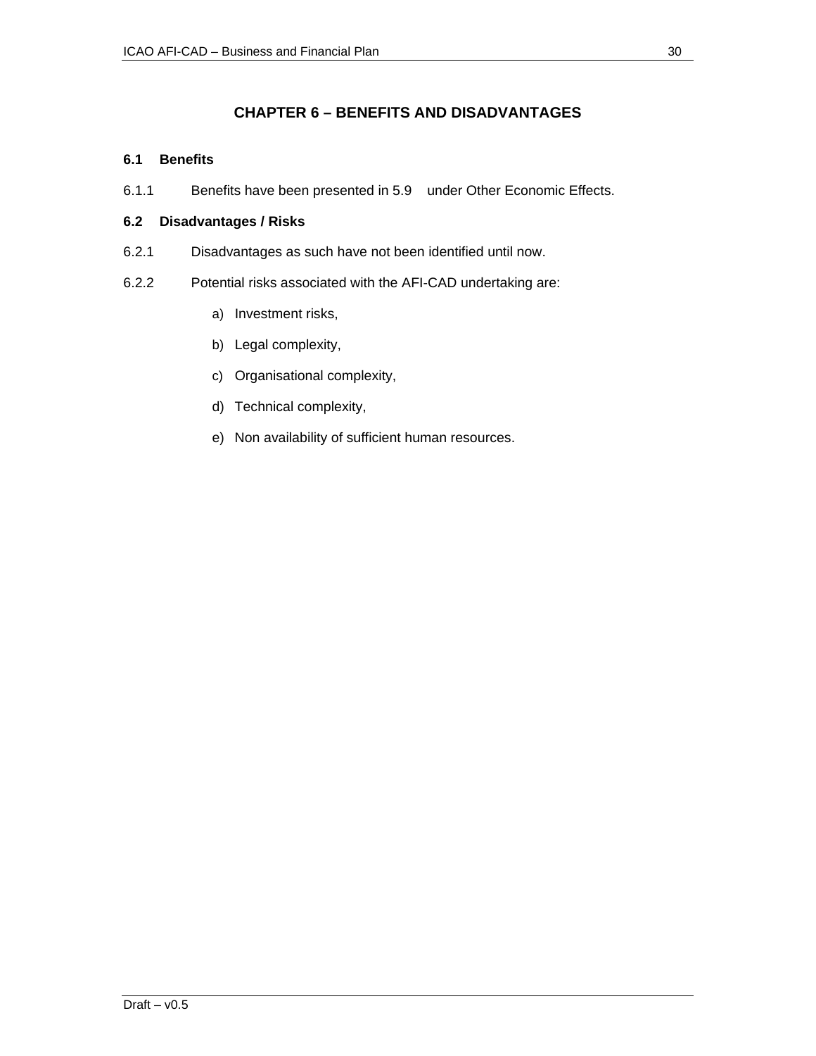# CHAPTER 6 – BENEFITS AND DISADVANTAGES

## 6.1 Benefits

6.1.1 Benefits have been presented in 5.9 under Other Economic Effects.

## 6.2 Disadvantages / Risks

6.2.1 Disadvantages as such have not been identified until now.

6.2.2 Potential risks associated with the AFI-CAD undertaking are:

a) Investment risks,

b) Legal complexity,

c) Organisational complexity,

d) Technical complexity,

e) Non availability of sufficient human resources.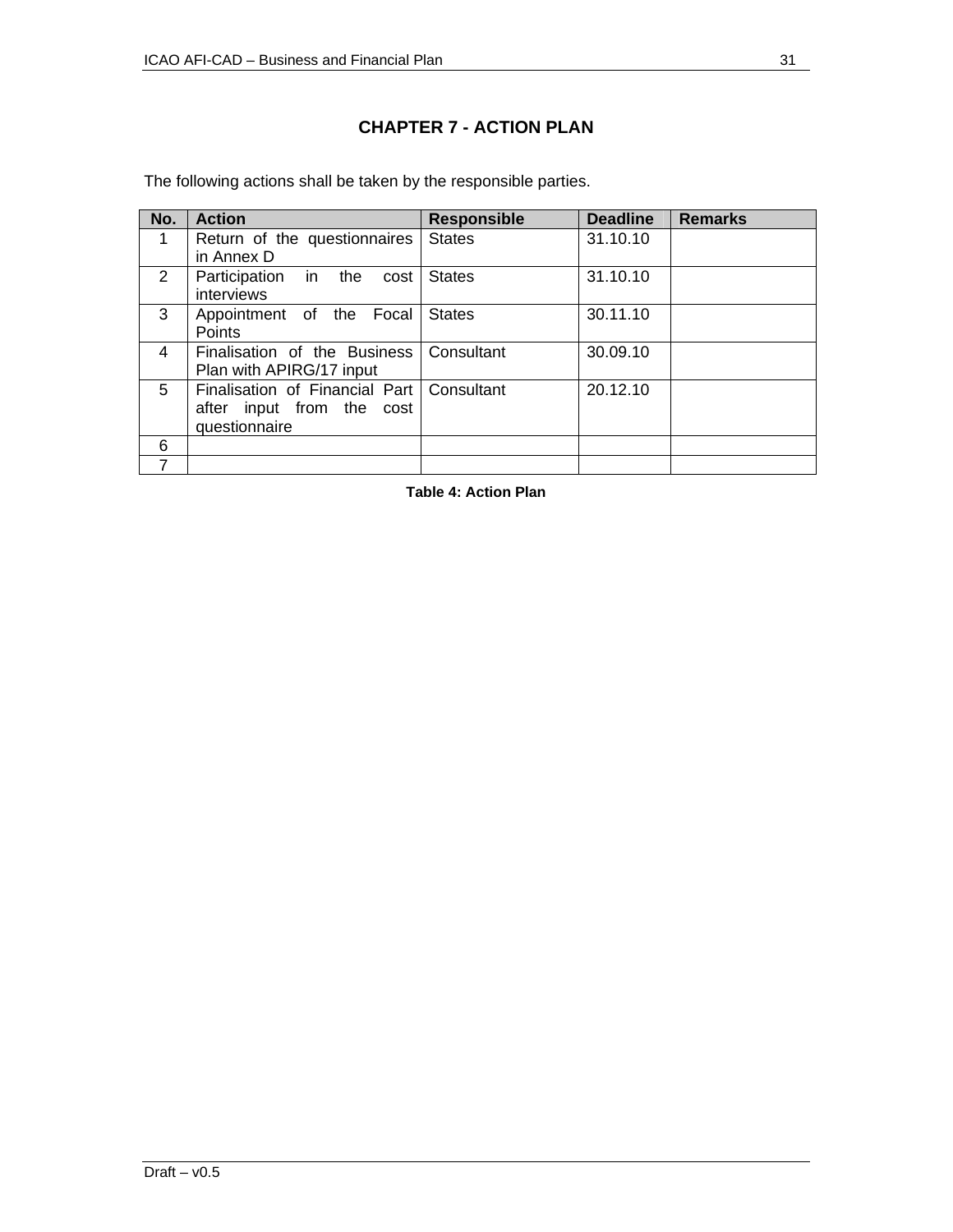# CHAPTER 7 - ACTION PLAN

The following actions shall be taken by the responsible parties.

| No. | Action | Responsible | Deadline | Remarks |
|---|---|---|---|---|
| 1 | Return of the questionnaires in Annex D | States | 31.10.10 | |
| 2 | Participation in the cost interviews | States | 31.10.10 | |
| 3 | Appointment of the Focal Points | States | 30.11.10 | |
| 4 | Finalisation of the Business Plan with APIRG/17 input | Consultant | 30.09.10 | |
| 5 | Finalisation of Financial Part after input from the cost questionnaire | Consultant | 20.12.10 | |
| 6 | | | | |
| 7 | | | | |

**Table 4: Action Plan**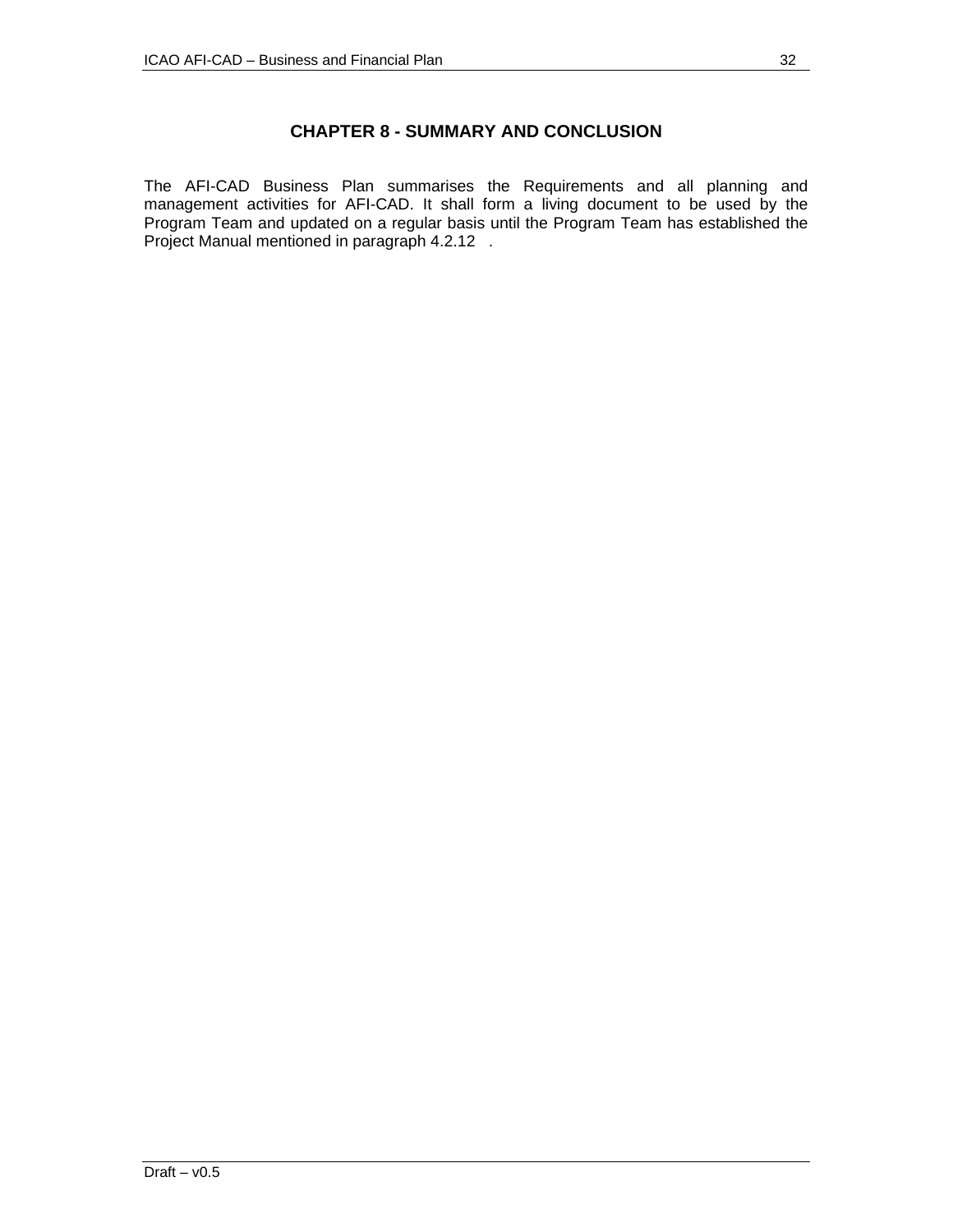# CHAPTER 8 - SUMMARY AND CONCLUSION

The AFI-CAD Business Plan summarises the Requirements and all planning and management activities for AFI-CAD. It shall form a living document to be used by the Program Team and updated on a regular basis until the Program Team has established the Project Manual mentioned in paragraph 4.2.12 .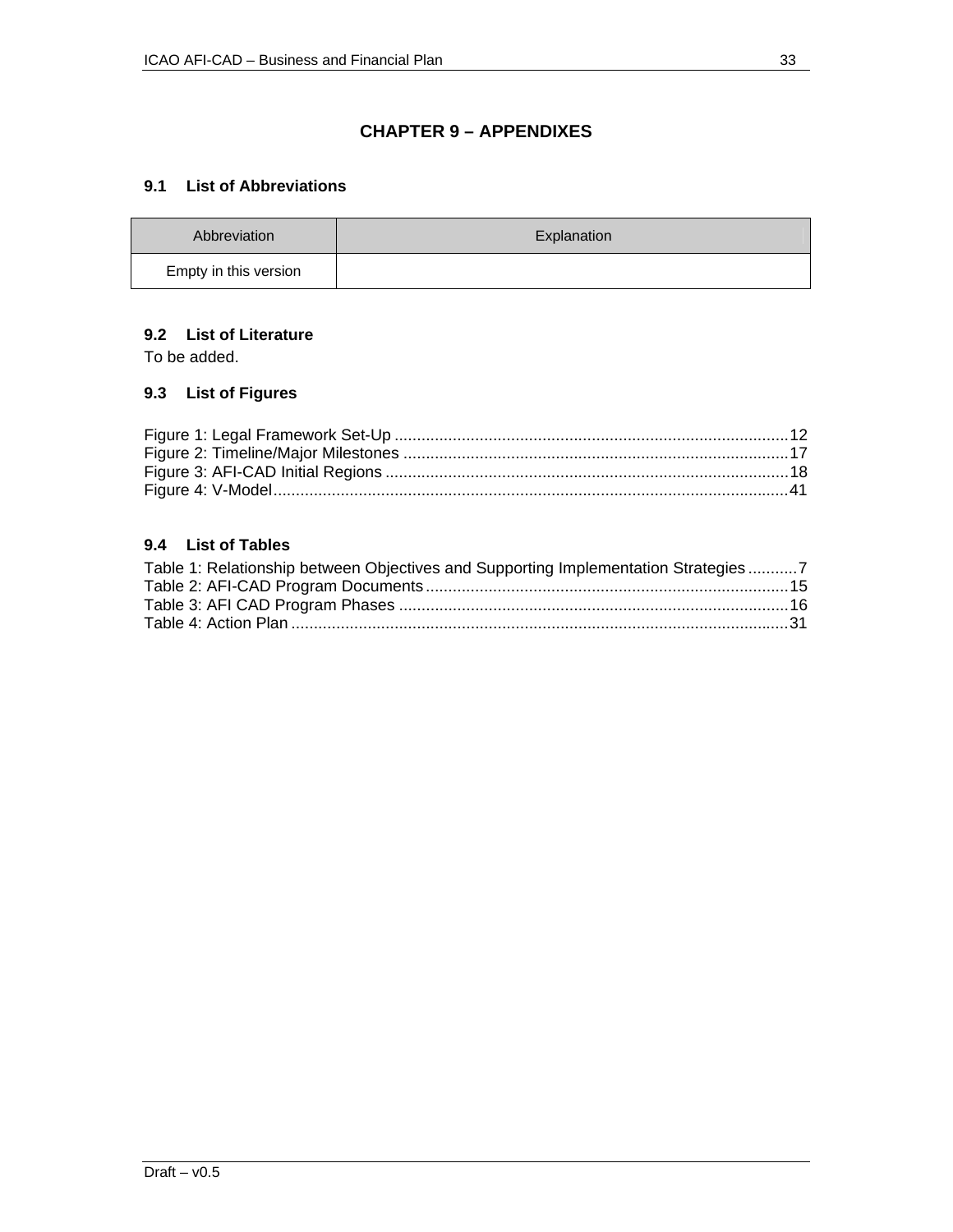# CHAPTER 9 – APPENDIXES

## 9.1 List of Abbreviations

| Abbreviation | Explanation |
|---|---|
| Empty in this version | |

## 9.2 List of Literature

To be added.

## 9.3 List of Figures

Figure 1: Legal Framework Set-Up ........................................................................................12
Figure 2: Timeline/Major Milestones ......................................................................................17
Figure 3: AFI-CAD Initial Regions ..........................................................................................18
Figure 4: V-Model...................................................................................................................41

## 9.4 List of Tables

Table 1: Relationship between Objectives and Supporting Implementation Strategies ...........7
Table 2: AFI-CAD Program Documents.................................................................................15
Table 3: AFI CAD Program Phases .......................................................................................16
Table 4: Action Plan ...............................................................................................................31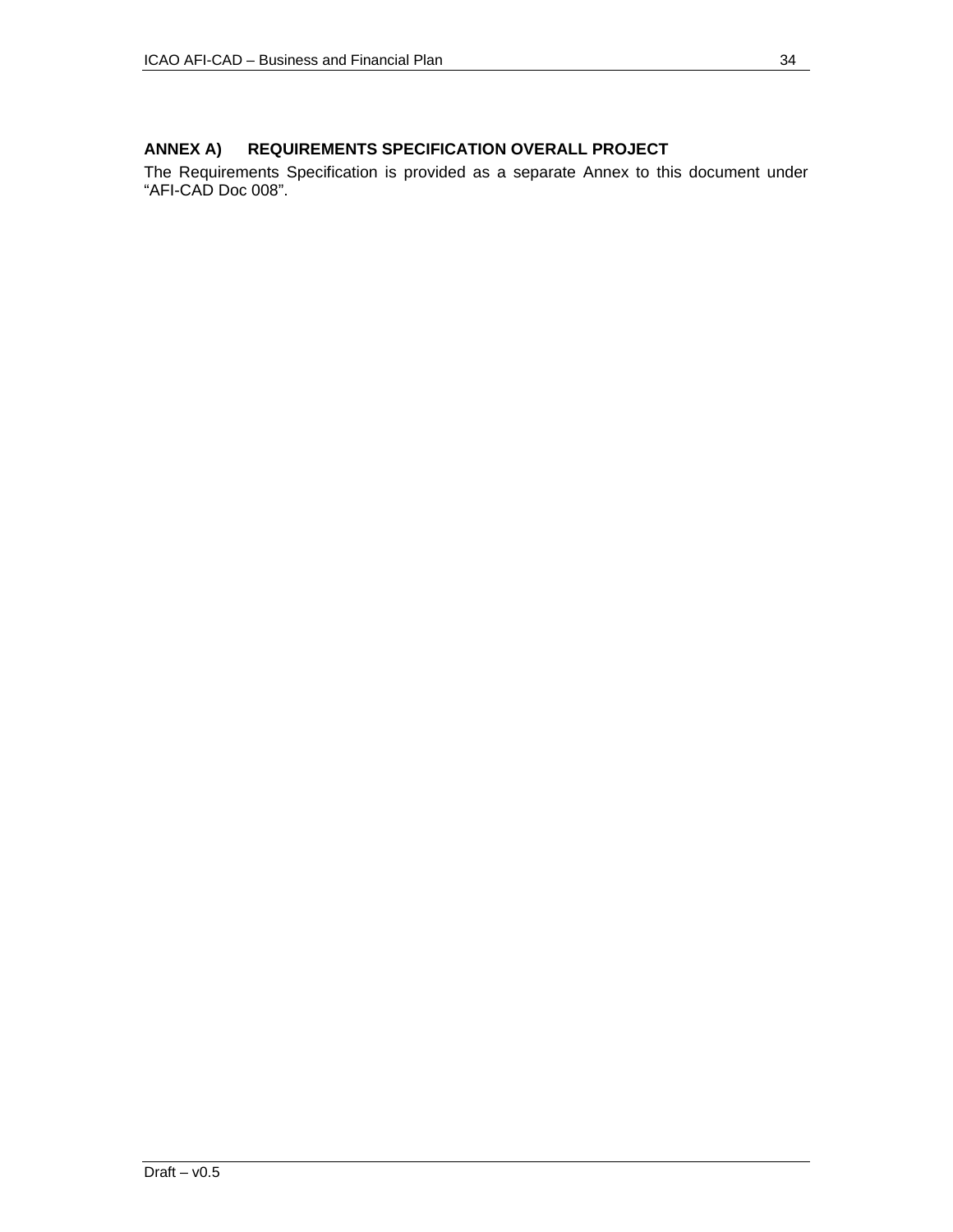## ANNEX A) REQUIREMENTS SPECIFICATION OVERALL PROJECT

The Requirements Specification is provided as a separate Annex to this document under "AFI-CAD Doc 008".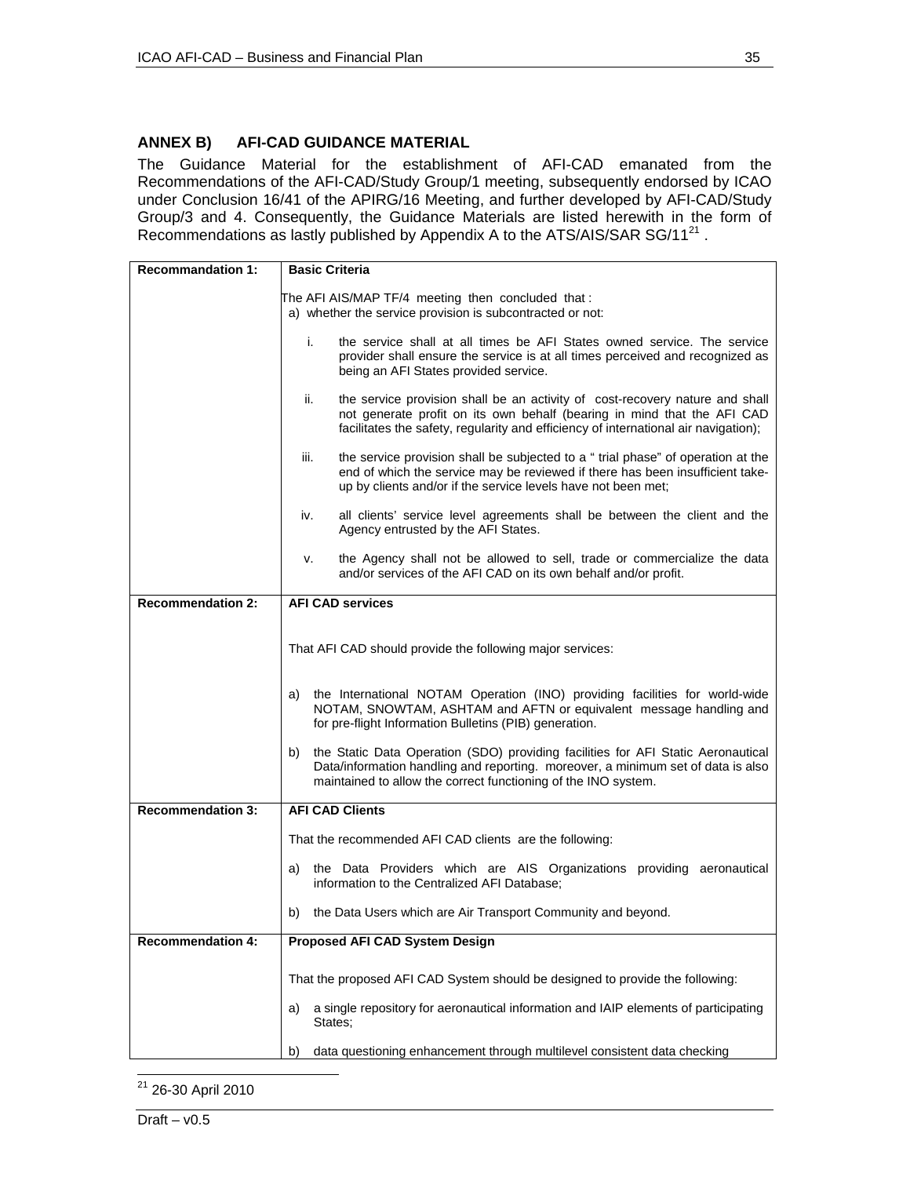## ANNEX B) AFI-CAD GUIDANCE MATERIAL

The Guidance Material for the establishment of AFI-CAD emanated from the Recommendations of the AFI-CAD/Study Group/1 meeting, subsequently endorsed by ICAO under Conclusion 16/41 of the APIRG/16 Meeting, and further developed by AFI-CAD/Study Group/3 and 4. Consequently, the Guidance Materials are listed herewith in the form of Recommendations as lastly published by Appendix A to the ATS/AIS/SAR SG/11[21] .

| | |
|---|---|
| **Recommandation 1:** | **Basic Criteria**<br><br>The AFI AIS/MAP TF/4 meeting then concluded that :<br>a) whether the service provision is subcontracted or not:<br><br>i. the service shall at all times be AFI States owned service. The service provider shall ensure the service is at all times perceived and recognized as being an AFI States provided service.<br><br>ii. the service provision shall be an activity of cost-recovery nature and shall not generate profit on its own behalf (bearing in mind that the AFI CAD facilitates the safety, regularity and efficiency of international air navigation);<br><br>iii. the service provision shall be subjected to a " trial phase" of operation at the end of which the service may be reviewed if there has been insufficient take-up by clients and/or if the service levels have not been met;<br><br>iv. all clients' service level agreements shall be between the client and the Agency entrusted by the AFI States.<br><br>v. the Agency shall not be allowed to sell, trade or commercialize the data and/or services of the AFI CAD on its own behalf and/or profit. |
| **Recommendation 2:** | **AFI CAD services**<br><br>That AFI CAD should provide the following major services:<br><br>a) the International NOTAM Operation (INO) providing facilities for world-wide NOTAM, SNOWTAM, ASHTAM and AFTN or equivalent message handling and for pre-flight Information Bulletins (PIB) generation.<br><br>b) the Static Data Operation (SDO) providing facilities for AFI Static Aeronautical Data/information handling and reporting. moreover, a minimum set of data is also maintained to allow the correct functioning of the INO system. |
| **Recommendation 3:** | **AFI CAD Clients**<br><br>That the recommended AFI CAD clients are the following:<br><br>a) the Data Providers which are AIS Organizations providing aeronautical information to the Centralized AFI Database;<br><br>b) the Data Users which are Air Transport Community and beyond. |
| **Recommendation 4:** | **Proposed AFI CAD System Design**<br><br>That the proposed AFI CAD System should be designed to provide the following:<br><br>a) a single repository for aeronautical information and IAIP elements of participating States;<br><br>b) data questioning enhancement through multilevel consistent data checking |

[21] 26-30 April 2010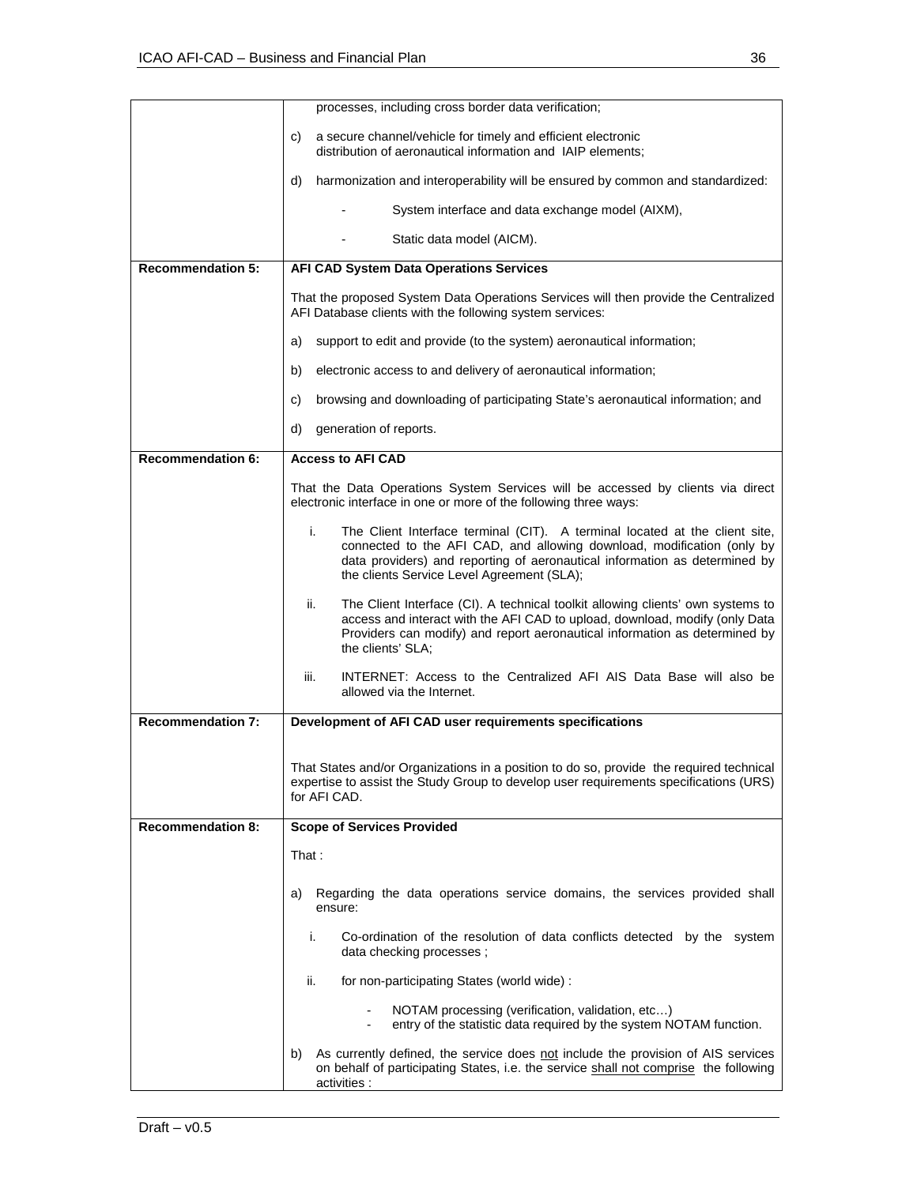| | |
|---|---|
| | processes, including cross border data verification;<br><br>c) a secure channel/vehicle for timely and efficient electronic distribution of aeronautical information and IAIP elements;<br><br>d) harmonization and interoperability will be ensured by common and standardized:<br><br>- System interface and data exchange model (AIXM),<br><br>- Static data model (AICM). |
| **Recommendation 5:** | **AFI CAD System Data Operations Services**<br><br>That the proposed System Data Operations Services will then provide the Centralized AFI Database clients with the following system services:<br><br>a) support to edit and provide (to the system) aeronautical information;<br><br>b) electronic access to and delivery of aeronautical information;<br><br>c) browsing and downloading of participating State's aeronautical information; and<br><br>d) generation of reports. |
| **Recommendation 6:** | **Access to AFI CAD**<br><br>That the Data Operations System Services will be accessed by clients via direct electronic interface in one or more of the following three ways:<br><br>i. The Client Interface terminal (CIT). A terminal located at the client site, connected to the AFI CAD, and allowing download, modification (only by data providers) and reporting of aeronautical information as determined by the clients Service Level Agreement (SLA);<br><br>ii. The Client Interface (CI). A technical toolkit allowing clients' own systems to access and interact with the AFI CAD to upload, download, modify (only Data Providers can modify) and report aeronautical information as determined by the clients' SLA;<br><br>iii. INTERNET: Access to the Centralized AFI AIS Data Base will also be allowed via the Internet. |
| **Recommendation 7:** | **Development of AFI CAD user requirements specifications**<br><br>That States and/or Organizations in a position to do so, provide the required technical expertise to assist the Study Group to develop user requirements specifications (URS) for AFI CAD. |
| **Recommendation 8:** | **Scope of Services Provided**<br><br>That :<br><br>a) Regarding the data operations service domains, the services provided shall ensure:<br><br>i. Co-ordination of the resolution of data conflicts detected by the system data checking processes ;<br><br>ii. for non-participating States (world wide) :<br><br>- NOTAM processing (verification, validation, etc…)<br>- entry of the statistic data required by the system NOTAM function.<br><br>b) As currently defined, the service does <u>not</u> include the provision of AIS services on behalf of participating States, i.e. the service <u>shall not comprise</u> the following activities : |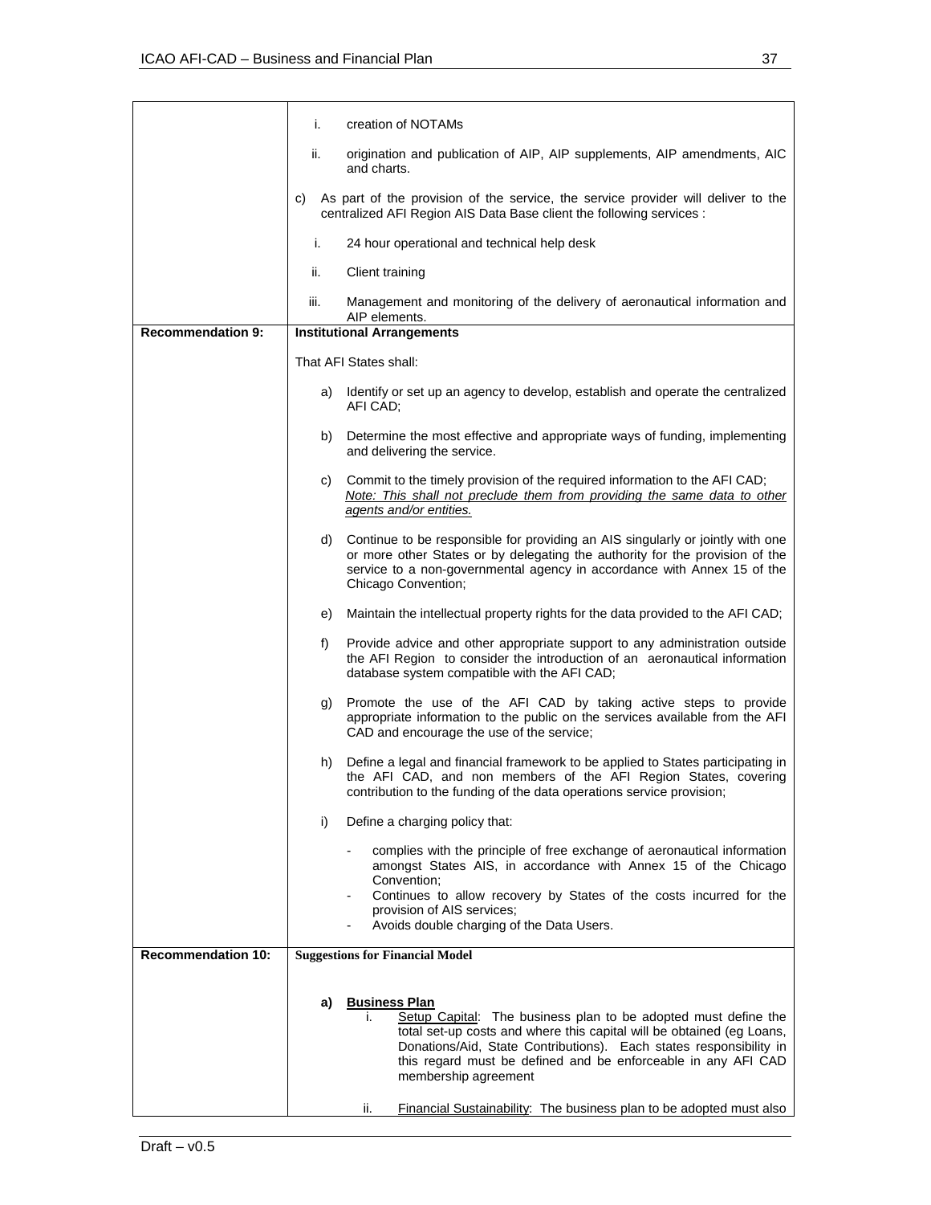| | |
|---|---|
| | i. creation of NOTAMs<br><br>ii. origination and publication of AIP, AIP supplements, AIP amendments, AIC and charts.<br><br>c) As part of the provision of the service, the service provider will deliver to the centralized AFI Region AIS Data Base client the following services :<br><br>i. 24 hour operational and technical help desk<br><br>ii. Client training<br><br>iii. Management and monitoring of the delivery of aeronautical information and AIP elements. |
| **Recommendation 9:** | **Institutional Arrangements**<br><br>That AFI States shall:<br><br>a) Identify or set up an agency to develop, establish and operate the centralized AFI CAD;<br><br>b) Determine the most effective and appropriate ways of funding, implementing and delivering the service.<br><br>c) Commit to the timely provision of the required information to the AFI CAD;<br>*Note: This shall not preclude them from providing the same data to other agents and/or entities.*<br><br>d) Continue to be responsible for providing an AIS singularly or jointly with one or more other States or by delegating the authority for the provision of the service to a non-governmental agency in accordance with Annex 15 of the Chicago Convention;<br><br>e) Maintain the intellectual property rights for the data provided to the AFI CAD;<br><br>f) Provide advice and other appropriate support to any administration outside the AFI Region to consider the introduction of an aeronautical information database system compatible with the AFI CAD;<br><br>g) Promote the use of the AFI CAD by taking active steps to provide appropriate information to the public on the services available from the AFI CAD and encourage the use of the service;<br><br>h) Define a legal and financial framework to be applied to States participating in the AFI CAD, and non members of the AFI Region States, covering contribution to the funding of the data operations service provision;<br><br>i) Define a charging policy that:<br><br>- complies with the principle of free exchange of aeronautical information amongst States AIS, in accordance with Annex 15 of the Chicago Convention;<br>- Continues to allow recovery by States of the costs incurred for the provision of AIS services;<br>- Avoids double charging of the Data Users. |
| **Recommendation 10:** | **Suggestions for Financial Model**<br><br>**a) Business Plan**<br>i. Setup Capital: The business plan to be adopted must define the total set-up costs and where this capital will be obtained (eg Loans, Donations/Aid, State Contributions). Each states responsibility in this regard must be defined and be enforceable in any AFI CAD membership agreement<br><br>ii. Financial Sustainability: The business plan to be adopted must also |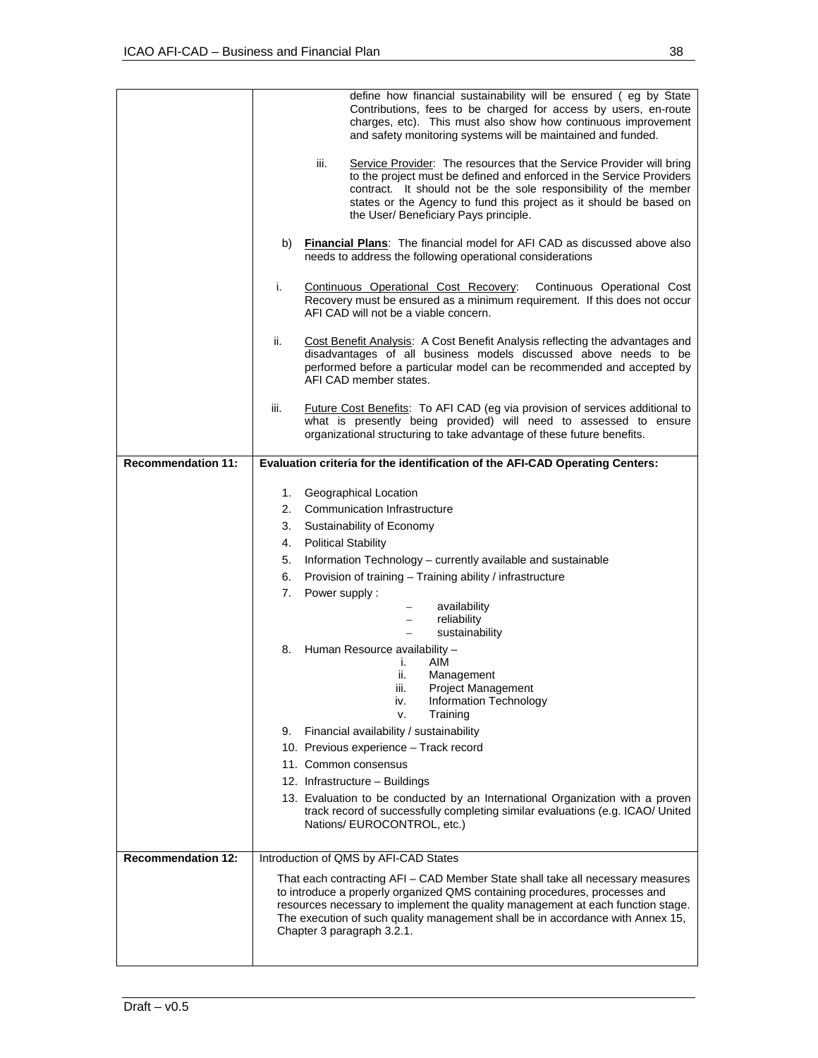| | |
|---|---|
| | define how financial sustainability will be ensured ( eg by State Contributions, fees to be charged for access by users, en-route charges, etc). This must also show how continuous improvement and safety monitoring systems will be maintained and funded.<br><br>iii. Service Provider: The resources that the Service Provider will bring to the project must be defined and enforced in the Service Providers contract. It should not be the sole responsibility of the member states or the Agency to fund this project as it should be based on the User/ Beneficiary Pays principle.<br><br>b) **Financial Plans**: The financial model for AFI CAD as discussed above also needs to address the following operational considerations<br><br>i. Continuous Operational Cost Recovery: Continuous Operational Cost Recovery must be ensured as a minimum requirement. If this does not occur AFI CAD will not be a viable concern.<br><br>ii. Cost Benefit Analysis: A Cost Benefit Analysis reflecting the advantages and disadvantages of all business models discussed above needs to be performed before a particular model can be recommended and accepted by AFI CAD member states.<br><br>iii. Future Cost Benefits: To AFI CAD (eg via provision of services additional to what is presently being provided) will need to assessed to ensure organizational structuring to take advantage of these future benefits. |
| **Recommendation 11:** | **Evaluation criteria for the identification of the AFI-CAD Operating Centers:**<br><br>1. Geographical Location<br>2. Communication Infrastructure<br>3. Sustainability of Economy<br>4. Political Stability<br>5. Information Technology – currently available and sustainable<br>6. Provision of training – Training ability / infrastructure<br>7. Power supply :<br>– availability<br>– reliability<br>– sustainability<br>8. Human Resource availability –<br>i. AIM<br>ii. Management<br>iii. Project Management<br>iv. Information Technology<br>v. Training<br>9. Financial availability / sustainability<br>10. Previous experience – Track record<br>11. Common consensus<br>12. Infrastructure – Buildings<br>13. Evaluation to be conducted by an International Organization with a proven track record of successfully completing similar evaluations (e.g. ICAO/ United Nations/ EUROCONTROL, etc.) |
| **Recommendation 12:** | Introduction of QMS by AFI-CAD States<br><br>That each contracting AFI – CAD Member State shall take all necessary measures to introduce a properly organized QMS containing procedures, processes and resources necessary to implement the quality management at each function stage. The execution of such quality management shall be in accordance with Annex 15, Chapter 3 paragraph 3.2.1. |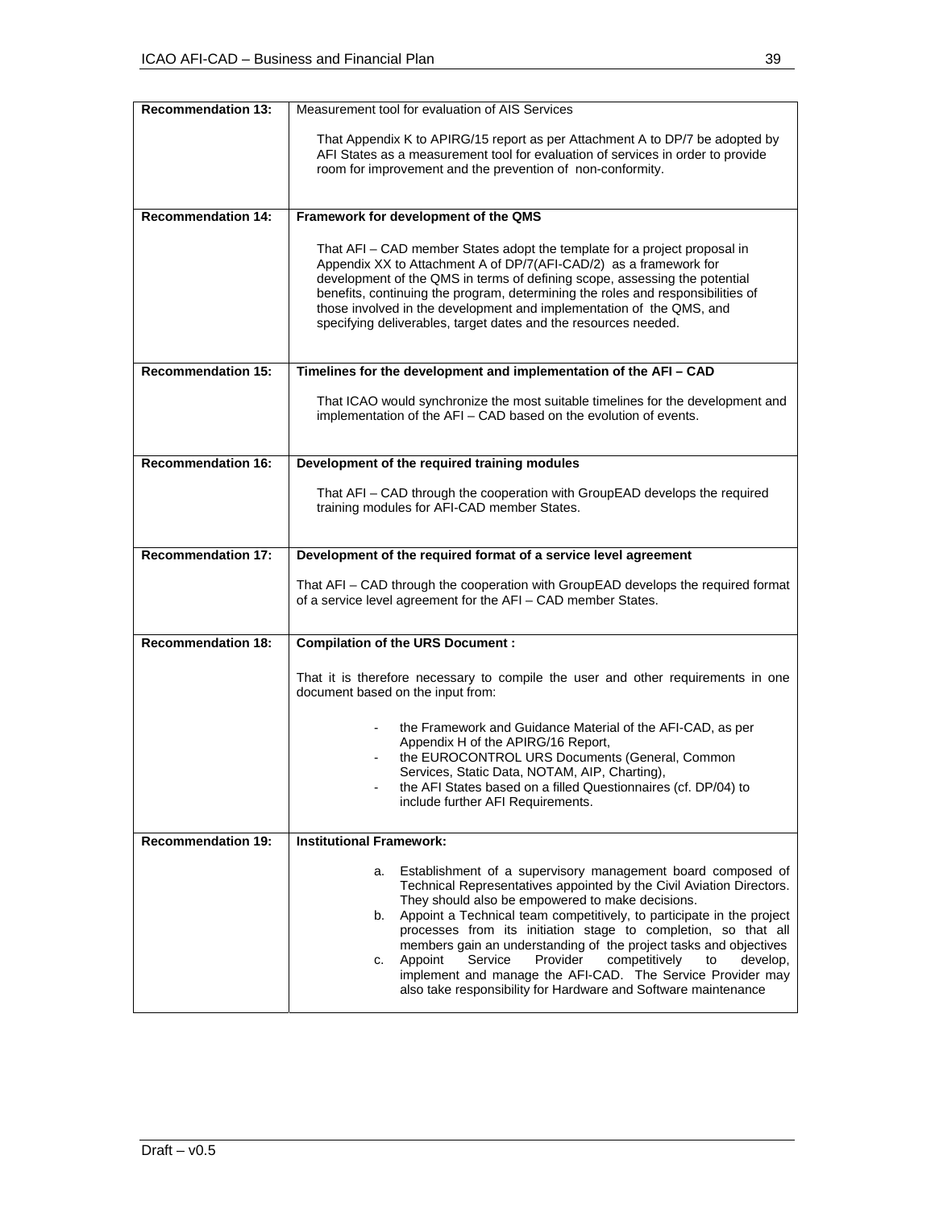| | |
|---|---|
| **Recommendation 13:** | Measurement tool for evaluation of AIS Services<br><br>That Appendix K to APIRG/15 report as per Attachment A to DP/7 be adopted by AFI States as a measurement tool for evaluation of services in order to provide room for improvement and the prevention of non-conformity. |
| **Recommendation 14:** | **Framework for development of the QMS**<br><br>That AFI – CAD member States adopt the template for a project proposal in Appendix XX to Attachment A of DP/7(AFI-CAD/2) as a framework for development of the QMS in terms of defining scope, assessing the potential benefits, continuing the program, determining the roles and responsibilities of those involved in the development and implementation of the QMS, and specifying deliverables, target dates and the resources needed. |
| **Recommendation 15:** | **Timelines for the development and implementation of the AFI – CAD**<br><br>That ICAO would synchronize the most suitable timelines for the development and implementation of the AFI – CAD based on the evolution of events. |
| **Recommendation 16:** | **Development of the required training modules**<br><br>That AFI – CAD through the cooperation with GroupEAD develops the required training modules for AFI-CAD member States. |
| **Recommendation 17:** | **Development of the required format of a service level agreement**<br><br>That AFI – CAD through the cooperation with GroupEAD develops the required format of a service level agreement for the AFI – CAD member States. |
| **Recommendation 18:** | **Compilation of the URS Document :**<br><br>That it is therefore necessary to compile the user and other requirements in one document based on the input from:<br><br>- the Framework and Guidance Material of the AFI-CAD, as per Appendix H of the APIRG/16 Report,<br>- the EUROCONTROL URS Documents (General, Common Services, Static Data, NOTAM, AIP, Charting),<br>- the AFI States based on a filled Questionnaires (cf. DP/04) to include further AFI Requirements. |
| **Recommendation 19:** | **Institutional Framework:**<br><br>a. Establishment of a supervisory management board composed of Technical Representatives appointed by the Civil Aviation Directors. They should also be empowered to make decisions.<br>b. Appoint a Technical team competitively, to participate in the project processes from its initiation stage to completion, so that all members gain an understanding of the project tasks and objectives<br>c. Appoint Service Provider competitively to develop, implement and manage the AFI-CAD. The Service Provider may also take responsibility for Hardware and Software maintenance |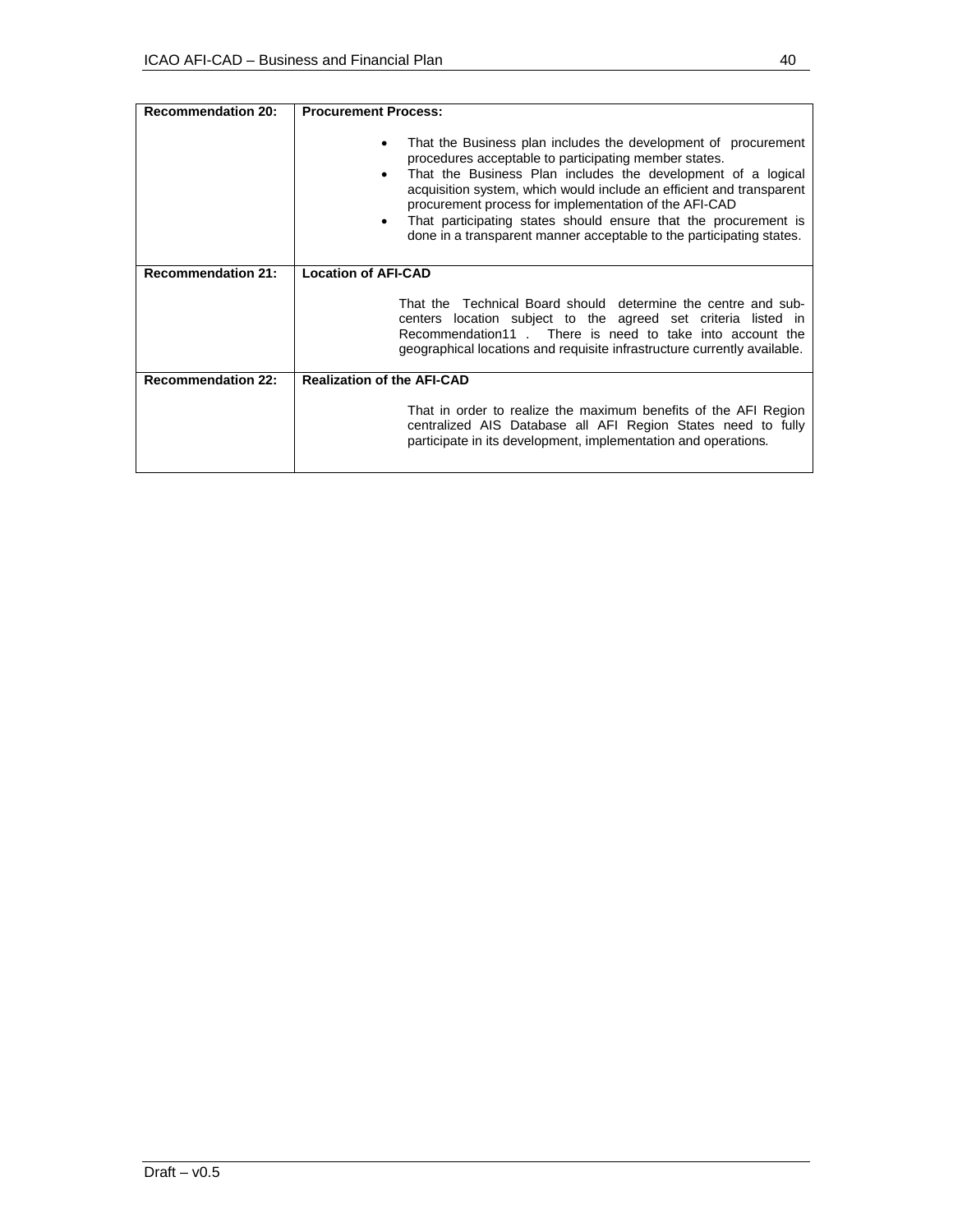| | |
|---|---|
| **Recommendation 20:** | **Procurement Process:**<br><br>• That the Business plan includes the development of procurement procedures acceptable to participating member states.<br>• That the Business Plan includes the development of a logical acquisition system, which would include an efficient and transparent procurement process for implementation of the AFI-CAD<br>• That participating states should ensure that the procurement is done in a transparent manner acceptable to the participating states. |
| **Recommendation 21:** | **Location of AFI-CAD**<br><br>That the Technical Board should determine the centre and sub-centers location subject to the agreed set criteria listed in Recommendation11 . There is need to take into account the geographical locations and requisite infrastructure currently available. |
| **Recommendation 22:** | **Realization of the AFI-CAD**<br><br>That in order to realize the maximum benefits of the AFI Region centralized AIS Database all AFI Region States need to fully participate in its development, implementation and operations. |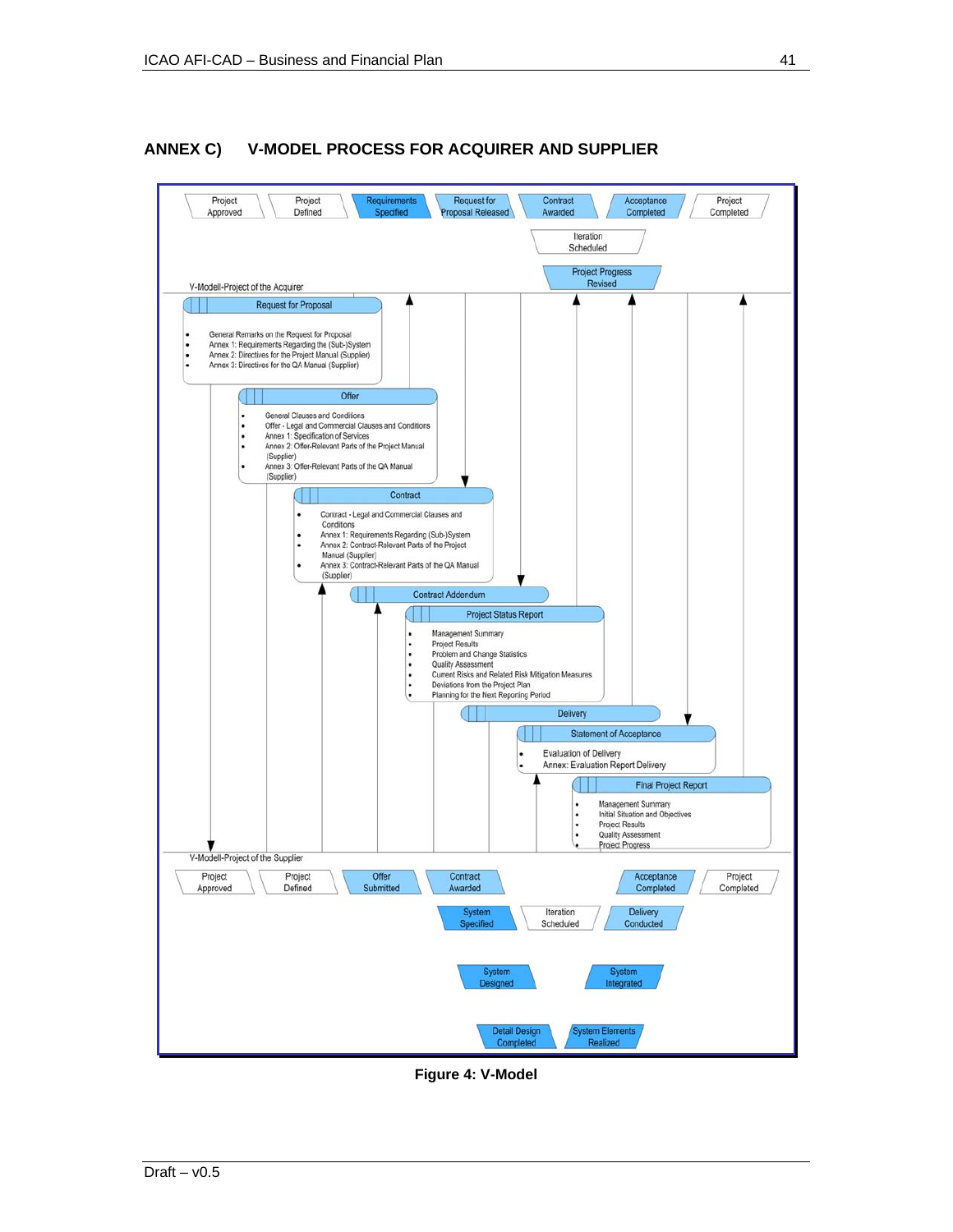## ANNEX C) V-MODEL PROCESS FOR ACQUIRER AND SUPPLIER

Project Approved
Project Defined
Requirements Specified
Request for Proposal Released
Contract Awarded
Acceptance Completed
Project Completed
Iteration Scheduled
Project Progress Revised

V-Modell-Project of the Acquirer

Request for Proposal
- General Remarks on the Request for Proposal
- Annex 1: Requirements Regarding the (Sub-)System
- Annex 2: Directives for the Project Manual (Supplier)
- Annex 3: Directives for the QA Manual (Supplier)

Offer
- General Clauses and Conditions
- Offer - Legal and Commercial Clauses and Conditions
- Annex 1: Specification of Services
- Annex 2: Offer-Relevant Parts of the Project Manual (Supplier)
- Annex 3: Offer-Relevant Parts of the QA Manual (Supplier)

Contract
- Contract - Legal and Commercial Clauses and Conditions
- Annex 1: Requirements Regarding (Sub-)System
- Annex 2: Contract-Relevant Parts of the Project Manual (Supplier)
- Annex 3: Contract-Relevant Parts of the QA Manual (Supplier)

Contract Addendum

Project Status Report
- Management Summary
- Project Results
- Problem and Change Statistics
- Quality Assessment
- Current Risks and Related Risk Mitigation Measures
- Deviations from the Project Plan
- Planning for the Next Reporting Period

Delivery

Statement of Acceptance
- Evaluation of Delivery
- Annex: Evaluation Report Delivery

Final Project Report
- Management Summary
- Initial Situation and Objectives
- Project Results
- Quality Assessment
- Project Progress

V-Modell-Project of the Supplier

Project Approved
Project Defined
Offer Submitted
Contract Awarded
Acceptance Completed
Project Completed
System Specified
Iteration Scheduled
Delivery Conducted
System Designed
System Integrated
Detail Design Completed
System Elements Realized

**Figure 4: V-Model**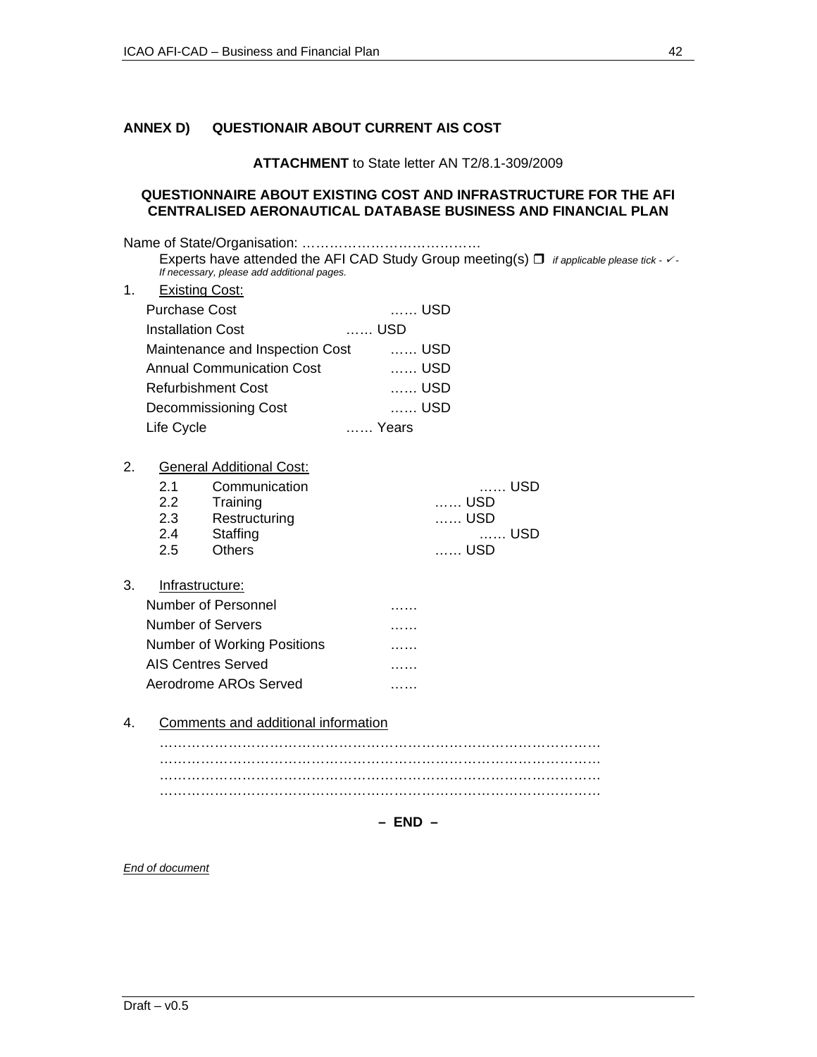## ANNEX D) QUESTIONAIR ABOUT CURRENT AIS COST

**ATTACHMENT** to State letter AN T2/8.1-309/2009

**QUESTIONNAIRE ABOUT EXISTING COST AND INFRASTRUCTURE FOR THE AFI CENTRALISED AERONAUTICAL DATABASE BUSINESS AND FINANCIAL PLAN**

Name of State/Organisation: ……………………………….

Experts have attended the AFI CAD Study Group meeting(s) ❒ *if applicable please tick - ✓ -*
*If necessary, please add additional pages.*

1. Existing Cost:

| | |
|---|---|
| Purchase Cost | …… USD |
| Installation Cost | …… USD |
| Maintenance and Inspection Cost | …… USD |
| Annual Communication Cost | …… USD |
| Refurbishment Cost | …… USD |
| Decommissioning Cost | …… USD |
| Life Cycle | …… Years |

2. General Additional Cost:

| | | |
|---|---|---|
| 2.1 | Communication | …… USD |
| 2.2 | Training | …… USD |
| 2.3 | Restructuring | …… USD |
| 2.4 | Staffing | …… USD |
| 2.5 | Others | …… USD |

3. Infrastructure:

| | |
|---|---|
| Number of Personnel | …… |
| Number of Servers | …… |
| Number of Working Positions | …… |
| AIS Centres Served | …… |
| Aerodrome AROs Served | …… |

4. Comments and additional information

………………………………………………………………………………………
………………………………………………………………………………………
………………………………………………………………………………………
………………………………………………………………………………………

**– END –**

*End of document*

Draft – v0.5